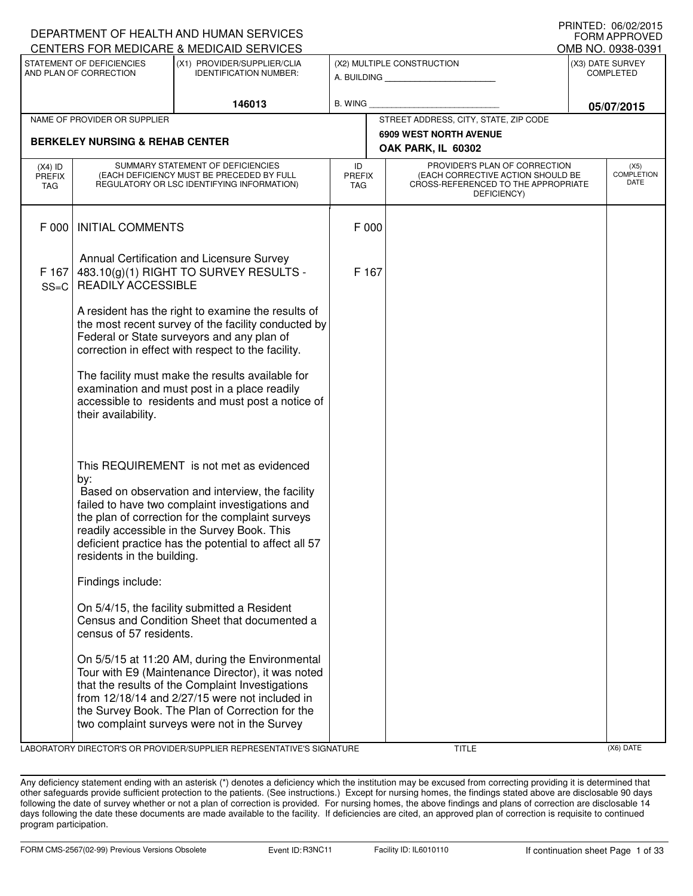DEPARTMENT OF HEALTH AND HUMAN SERVICES
CENTERS FOR MEDICARE & MEDICAID SERVICES

PRINTED: 06/02/2015
FORM APPROVED
OMB NO. 0938-0391

| STATEMENT OF DEFICIENCIES AND PLAN OF CORRECTION | (X1) PROVIDER/SUPPLIER/CLIA IDENTIFICATION NUMBER: | (X2) MULTIPLE CONSTRUCTION | (X3) DATE SURVEY COMPLETED |
|---|---|---|---|
| | 146013 | A. BUILDING ______ B. WING ______ | 05/07/2015 |

| NAME OF PROVIDER OR SUPPLIER | STREET ADDRESS, CITY, STATE, ZIP CODE |
|---|---|
| BERKELEY NURSING & REHAB CENTER | 6909 WEST NORTH AVENUE, OAK PARK, IL 60302 |

| (X4) ID PREFIX TAG | SUMMARY STATEMENT OF DEFICIENCIES (EACH DEFICIENCY MUST BE PRECEDED BY FULL REGULATORY OR LSC IDENTIFYING INFORMATION) | ID PREFIX TAG | PROVIDER'S PLAN OF CORRECTION (EACH CORRECTIVE ACTION SHOULD BE CROSS-REFERENCED TO THE APPROPRIATE DEFICIENCY) | (X5) COMPLETION DATE |
|---|---|---|---|---|
| F 000 | INITIAL COMMENTS | F 000 | | |
| | Annual Certification and Licensure Survey | | | |
| F 167 SS=C | 483.10(g)(1) RIGHT TO SURVEY RESULTS - READILY ACCESSIBLE | F 167 | | |

A resident has the right to examine the results of the most recent survey of the facility conducted by Federal or State surveyors and any plan of correction in effect with respect to the facility.

The facility must make the results available for examination and must post in a place readily accessible to residents and must post a notice of their availability.

This REQUIREMENT is not met as evidenced by:
Based on observation and interview, the facility failed to have two complaint investigations and the plan of correction for the complaint surveys readily accessible in the Survey Book. This deficient practice has the potential to affect all 57 residents in the building.

Findings include:

On 5/4/15, the facility submitted a Resident Census and Condition Sheet that documented a census of 57 residents.

On 5/5/15 at 11:20 AM, during the Environmental Tour with E9 (Maintenance Director), it was noted that the results of the Complaint Investigations from 12/18/14 and 2/27/15 were not included in the Survey Book. The Plan of Correction for the two complaint surveys were not in the Survey

LABORATORY DIRECTOR'S OR PROVIDER/SUPPLIER REPRESENTATIVE'S SIGNATURE — TITLE — (X6) DATE

Any deficiency statement ending with an asterisk (*) denotes a deficiency which the institution may be excused from correcting providing it is determined that other safeguards provide sufficient protection to the patients. (See instructions.) Except for nursing homes, the findings stated above are disclosable 90 days following the date of survey whether or not a plan of correction is provided. For nursing homes, the above findings and plans of correction are disclosable 14 days following the date these documents are made available to the facility. If deficiencies are cited, an approved plan of correction is requisite to continued program participation.

FORM CMS-2567(02-99) Previous Versions Obsolete — Event ID: R3NC11 — Facility ID: IL6010110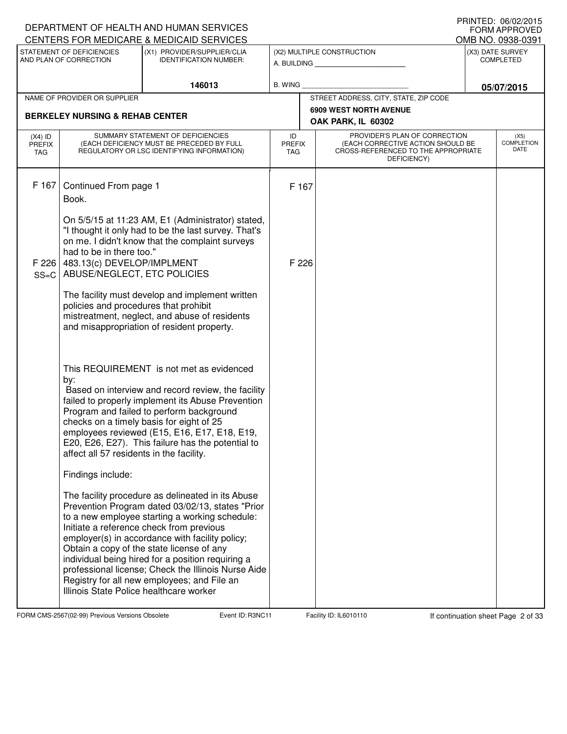DEPARTMENT OF HEALTH AND HUMAN SERVICES
CENTERS FOR MEDICARE & MEDICAID SERVICES

PRINTED: 06/02/2015
FORM APPROVED
OMB NO. 0938-0391

| STATEMENT OF DEFICIENCIES AND PLAN OF CORRECTION | (X1) PROVIDER/SUPPLIER/CLIA IDENTIFICATION NUMBER: | (X2) MULTIPLE CONSTRUCTION | (X3) DATE SURVEY COMPLETED |
|---|---|---|---|
| | 146013 | A. BUILDING ______ B. WING ______ | 05/07/2015 |

| NAME OF PROVIDER OR SUPPLIER | STREET ADDRESS, CITY, STATE, ZIP CODE |
|---|---|
| BERKELEY NURSING & REHAB CENTER | 6909 WEST NORTH AVENUE OAK PARK, IL 60302 |

| (X4) ID PREFIX TAG | SUMMARY STATEMENT OF DEFICIENCIES (EACH DEFICIENCY MUST BE PRECEDED BY FULL REGULATORY OR LSC IDENTIFYING INFORMATION) | ID PREFIX TAG | PROVIDER'S PLAN OF CORRECTION (EACH CORRECTIVE ACTION SHOULD BE CROSS-REFERENCED TO THE APPROPRIATE DEFICIENCY) | (X5) COMPLETION DATE |
|---|---|---|---|---|
| F 167 | Continued From page 1<br>Book.<br><br>On 5/5/15 at 11:23 AM, E1 (Administrator) stated, "I thought it only had to be the last survey. That's on me. I didn't know that the complaint surveys had to be in there too." | F 167 | | |
| F 226 SS=C | 483.13(c) DEVELOP/IMPLMENT ABUSE/NEGLECT, ETC POLICIES<br><br>The facility must develop and implement written policies and procedures that prohibit mistreatment, neglect, and abuse of residents and misappropriation of resident property.<br><br>This REQUIREMENT is not met as evidenced by:<br>Based on interview and record review, the facility failed to properly implement its Abuse Prevention Program and failed to perform background checks on a timely basis for eight of 25 employees reviewed (E15, E16, E17, E18, E19, E20, E26, E27). This failure has the potential to affect all 57 residents in the facility.<br><br>Findings include:<br><br>The facility procedure as delineated in its Abuse Prevention Program dated 03/02/13, states "Prior to a new employee starting a working schedule: Initiate a reference check from previous employer(s) in accordance with facility policy; Obtain a copy of the state license of any individual being hired for a position requiring a professional license; Check the Illinois Nurse Aide Registry for all new employees; and File an Illinois State Police healthcare worker | F 226 | | |

FORM CMS-2567(02-99) Previous Versions Obsolete    Event ID: R3NC11    Facility ID: IL6010110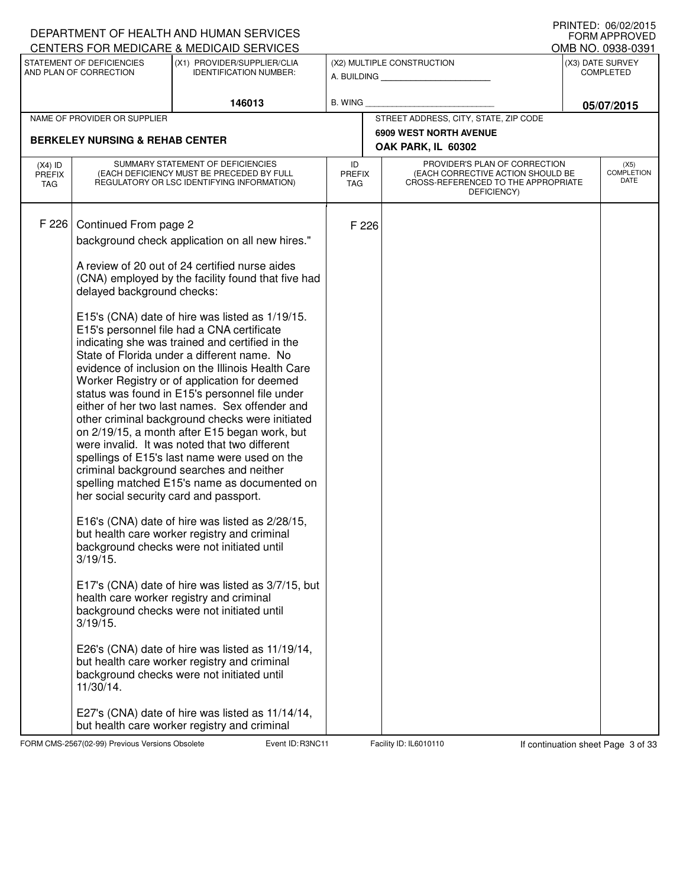DEPARTMENT OF HEALTH AND HUMAN SERVICES
CENTERS FOR MEDICARE & MEDICAID SERVICES

PRINTED: 06/02/2015
FORM APPROVED
OMB NO. 0938-0391

| STATEMENT OF DEFICIENCIES AND PLAN OF CORRECTION | (X1) PROVIDER/SUPPLIER/CLIA IDENTIFICATION NUMBER: | (X2) MULTIPLE CONSTRUCTION | (X3) DATE SURVEY COMPLETED |
|---|---|---|---|
| | 146013 | A. BUILDING ______ B. WING ______ | 05/07/2015 |

| NAME OF PROVIDER OR SUPPLIER | STREET ADDRESS, CITY, STATE, ZIP CODE |
|---|---|
| BERKELEY NURSING & REHAB CENTER | 6909 WEST NORTH AVENUE OAK PARK, IL 60302 |

| (X4) ID PREFIX TAG | SUMMARY STATEMENT OF DEFICIENCIES (EACH DEFICIENCY MUST BE PRECEDED BY FULL REGULATORY OR LSC IDENTIFYING INFORMATION) | ID PREFIX TAG | PROVIDER'S PLAN OF CORRECTION (EACH CORRECTIVE ACTION SHOULD BE CROSS-REFERENCED TO THE APPROPRIATE DEFICIENCY) | (X5) COMPLETION DATE |
|---|---|---|---|---|
| F 226 | Continued From page 2 | F 226 | | |

background check application on all new hires."

A review of 20 out of 24 certified nurse aides (CNA) employed by the facility found that five had delayed background checks:

E15's (CNA) date of hire was listed as 1/19/15. E15's personnel file had a CNA certificate indicating she was trained and certified in the State of Florida under a different name. No evidence of inclusion on the Illinois Health Care Worker Registry or of application for deemed status was found in E15's personnel file under either of her two last names. Sex offender and other criminal background checks were initiated on 2/19/15, a month after E15 began work, but were invalid. It was noted that two different spellings of E15's last name were used on the criminal background searches and neither spelling matched E15's name as documented on her social security card and passport.

E16's (CNA) date of hire was listed as 2/28/15, but health care worker registry and criminal background checks were not initiated until 3/19/15.

E17's (CNA) date of hire was listed as 3/7/15, but health care worker registry and criminal background checks were not initiated until 3/19/15.

E26's (CNA) date of hire was listed as 11/19/14, but health care worker registry and criminal background checks were not initiated until 11/30/14.

E27's (CNA) date of hire was listed as 11/14/14, but health care worker registry and criminal

FORM CMS-2567(02-99) Previous Versions Obsolete    Event ID: R3NC11    Facility ID: IL6010110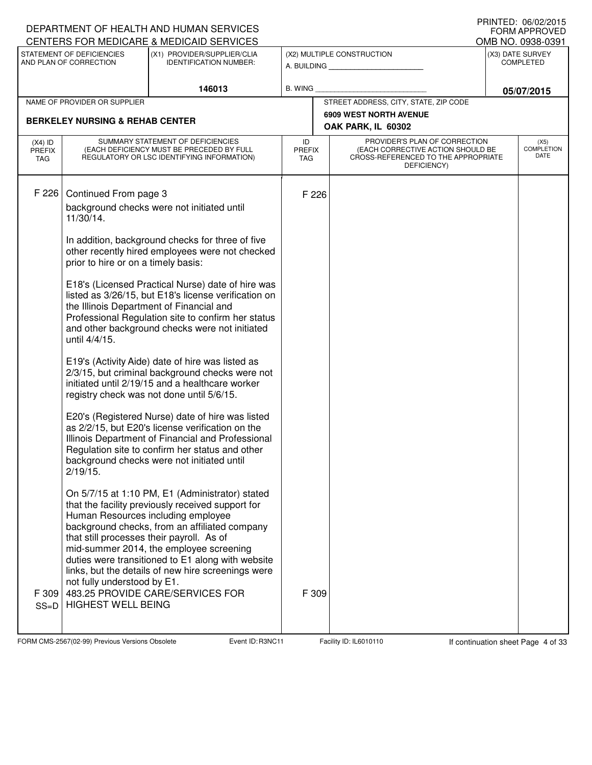DEPARTMENT OF HEALTH AND HUMAN SERVICES
CENTERS FOR MEDICARE & MEDICAID SERVICES

PRINTED: 06/02/2015
FORM APPROVED
OMB NO. 0938-0391

| STATEMENT OF DEFICIENCIES AND PLAN OF CORRECTION | (X1) PROVIDER/SUPPLIER/CLIA IDENTIFICATION NUMBER: | (X2) MULTIPLE CONSTRUCTION | (X3) DATE SURVEY COMPLETED |
|---|---|---|---|
| | 146013 | A. BUILDING ______ B. WING ______ | 05/07/2015 |

| NAME OF PROVIDER OR SUPPLIER | STREET ADDRESS, CITY, STATE, ZIP CODE |
|---|---|
| BERKELEY NURSING & REHAB CENTER | 6909 WEST NORTH AVENUE OAK PARK, IL 60302 |

| (X4) ID PREFIX TAG | SUMMARY STATEMENT OF DEFICIENCIES (EACH DEFICIENCY MUST BE PRECEDED BY FULL REGULATORY OR LSC IDENTIFYING INFORMATION) | ID PREFIX TAG | PROVIDER'S PLAN OF CORRECTION (EACH CORRECTIVE ACTION SHOULD BE CROSS-REFERENCED TO THE APPROPRIATE DEFICIENCY) | (X5) COMPLETION DATE |
|---|---|---|---|---|
| F 226 | Continued From page 3<br>background checks were not initiated until 11/30/14.<br><br>In addition, background checks for three of five other recently hired employees were not checked prior to hire or on a timely basis:<br><br>E18's (Licensed Practical Nurse) date of hire was listed as 3/26/15, but E18's license verification on the Illinois Department of Financial and Professional Regulation site to confirm her status and other background checks were not initiated until 4/4/15.<br><br>E19's (Activity Aide) date of hire was listed as 2/3/15, but criminal background checks were not initiated until 2/19/15 and a healthcare worker registry check was not done until 5/6/15.<br><br>E20's (Registered Nurse) date of hire was listed as 2/2/15, but E20's license verification on the Illinois Department of Financial and Professional Regulation site to confirm her status and other background checks were not initiated until 2/19/15.<br><br>On 5/7/15 at 1:10 PM, E1 (Administrator) stated that the facility previously received support for Human Resources including employee background checks, from an affiliated company that still processes their payroll. As of mid-summer 2014, the employee screening duties were transitioned to E1 along with website links, but the details of new hire screenings were not fully understood by E1. | F 226 | | |
| F 309 SS=D | 483.25 PROVIDE CARE/SERVICES FOR HIGHEST WELL BEING | F 309 | | |

FORM CMS-2567(02-99) Previous Versions Obsolete Event ID: R3NC11 Facility ID: IL6010110 If continuation sheet Page 4 of 33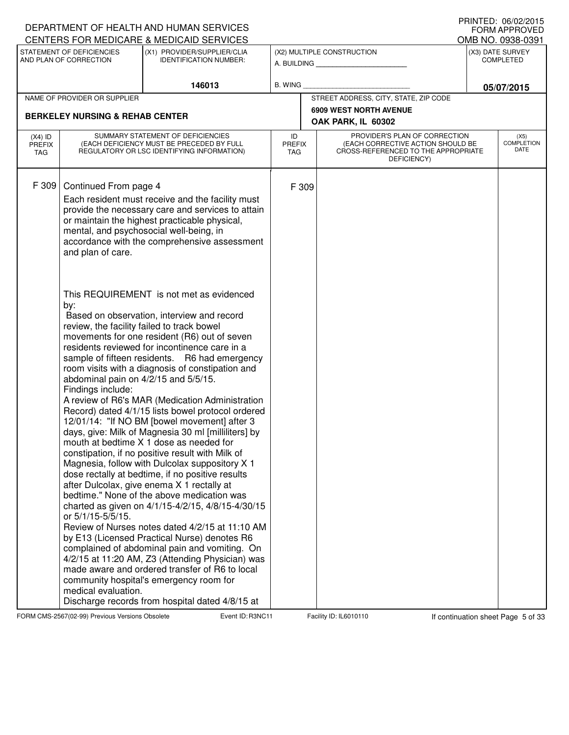DEPARTMENT OF HEALTH AND HUMAN SERVICES
CENTERS FOR MEDICARE & MEDICAID SERVICES

PRINTED: 06/02/2015
FORM APPROVED
OMB NO. 0938-0391

| STATEMENT OF DEFICIENCIES AND PLAN OF CORRECTION | (X1) PROVIDER/SUPPLIER/CLIA IDENTIFICATION NUMBER: | (X2) MULTIPLE CONSTRUCTION | (X3) DATE SURVEY COMPLETED |
|---|---|---|---|
| | 146013 | A. BUILDING ______ B. WING ______ | 05/07/2015 |

| NAME OF PROVIDER OR SUPPLIER | STREET ADDRESS, CITY, STATE, ZIP CODE |
|---|---|
| BERKELEY NURSING & REHAB CENTER | 6909 WEST NORTH AVENUE OAK PARK, IL 60302 |

| (X4) ID PREFIX TAG | SUMMARY STATEMENT OF DEFICIENCIES (EACH DEFICIENCY MUST BE PRECEDED BY FULL REGULATORY OR LSC IDENTIFYING INFORMATION) | ID PREFIX TAG | PROVIDER'S PLAN OF CORRECTION (EACH CORRECTIVE ACTION SHOULD BE CROSS-REFERENCED TO THE APPROPRIATE DEFICIENCY) | (X5) COMPLETION DATE |
|---|---|---|---|---|
| F 309 | Continued From page 4 | F 309 | | |

Each resident must receive and the facility must provide the necessary care and services to attain or maintain the highest practicable physical, mental, and psychosocial well-being, in accordance with the comprehensive assessment and plan of care.

This REQUIREMENT is not met as evidenced by:

Based on observation, interview and record review, the facility failed to track bowel movements for one resident (R6) out of seven residents reviewed for incontinence care in a sample of fifteen residents. R6 had emergency room visits with a diagnosis of constipation and abdominal pain on 4/2/15 and 5/5/15.

Findings include:

A review of R6's MAR (Medication Administration Record) dated 4/1/15 lists bowel protocol ordered 12/01/14: "If NO BM [bowel movement] after 3 days, give: Milk of Magnesia 30 ml [milliliters] by mouth at bedtime X 1 dose as needed for constipation, if no positive result with Milk of Magnesia, follow with Dulcolax suppository X 1 dose rectally at bedtime, if no positive results after Dulcolax, give enema X 1 rectally at bedtime." None of the above medication was charted as given on 4/1/15-4/2/15, 4/8/15-4/30/15 or 5/1/15-5/5/15.

Review of Nurses notes dated 4/2/15 at 11:10 AM by E13 (Licensed Practical Nurse) denotes R6 complained of abdominal pain and vomiting. On 4/2/15 at 11:20 AM, Z3 (Attending Physician) was made aware and ordered transfer of R6 to local community hospital's emergency room for medical evaluation.

Discharge records from hospital dated 4/8/15 at

FORM CMS-2567(02-99) Previous Versions Obsolete Event ID: R3NC11 Facility ID: IL6010110 If continuation sheet Page 5 of 33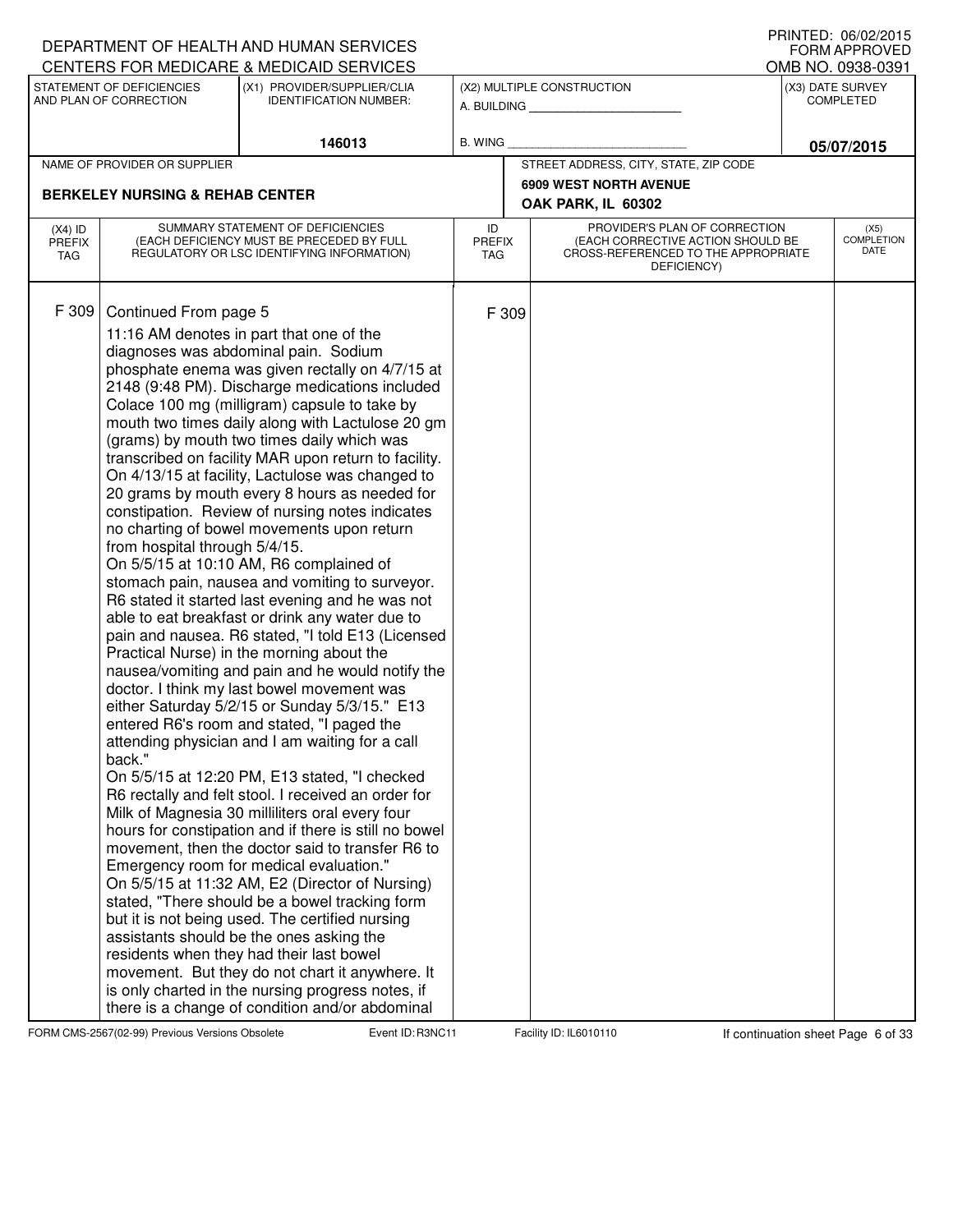DEPARTMENT OF HEALTH AND HUMAN SERVICES
CENTERS FOR MEDICARE & MEDICAID SERVICES

PRINTED: 06/02/2015
FORM APPROVED
OMB NO. 0938-0391

| STATEMENT OF DEFICIENCIES AND PLAN OF CORRECTION | (X1) PROVIDER/SUPPLIER/CLIA IDENTIFICATION NUMBER: | (X2) MULTIPLE CONSTRUCTION | (X3) DATE SURVEY COMPLETED |
|---|---|---|---|
| | 146013 | A. BUILDING ______ B. WING ______ | 05/07/2015 |

| NAME OF PROVIDER OR SUPPLIER | STREET ADDRESS, CITY, STATE, ZIP CODE |
|---|---|
| BERKELEY NURSING & REHAB CENTER | 6909 WEST NORTH AVENUE OAK PARK, IL 60302 |

| (X4) ID PREFIX TAG | SUMMARY STATEMENT OF DEFICIENCIES (EACH DEFICIENCY MUST BE PRECEDED BY FULL REGULATORY OR LSC IDENTIFYING INFORMATION) | ID PREFIX TAG | PROVIDER'S PLAN OF CORRECTION (EACH CORRECTIVE ACTION SHOULD BE CROSS-REFERENCED TO THE APPROPRIATE DEFICIENCY) | (X5) COMPLETION DATE |
|---|---|---|---|---|
| F 309 | Continued From page 5 | F 309 | | |

11:16 AM denotes in part that one of the diagnoses was abdominal pain. Sodium phosphate enema was given rectally on 4/7/15 at 2148 (9:48 PM). Discharge medications included Colace 100 mg (milligram) capsule to take by mouth two times daily along with Lactulose 20 gm (grams) by mouth two times daily which was transcribed on facility MAR upon return to facility. On 4/13/15 at facility, Lactulose was changed to 20 grams by mouth every 8 hours as needed for constipation. Review of nursing notes indicates no charting of bowel movements upon return from hospital through 5/4/15.

On 5/5/15 at 10:10 AM, R6 complained of stomach pain, nausea and vomiting to surveyor. R6 stated it started last evening and he was not able to eat breakfast or drink any water due to pain and nausea. R6 stated, "I told E13 (Licensed Practical Nurse) in the morning about the nausea/vomiting and pain and he would notify the doctor. I think my last bowel movement was either Saturday 5/2/15 or Sunday 5/3/15." E13 entered R6's room and stated, "I paged the attending physician and I am waiting for a call back."

On 5/5/15 at 12:20 PM, E13 stated, "I checked R6 rectally and felt stool. I received an order for Milk of Magnesia 30 milliliters oral every four hours for constipation and if there is still no bowel movement, then the doctor said to transfer R6 to Emergency room for medical evaluation."

On 5/5/15 at 11:32 AM, E2 (Director of Nursing) stated, "There should be a bowel tracking form but it is not being used. The certified nursing assistants should be the ones asking the residents when they had their last bowel movement. But they do not chart it anywhere. It is only charted in the nursing progress notes, if there is a change of condition and/or abdominal

FORM CMS-2567(02-99) Previous Versions Obsolete Event ID: R3NC11 Facility ID: IL6010110 If continuation sheet Page 6 of 33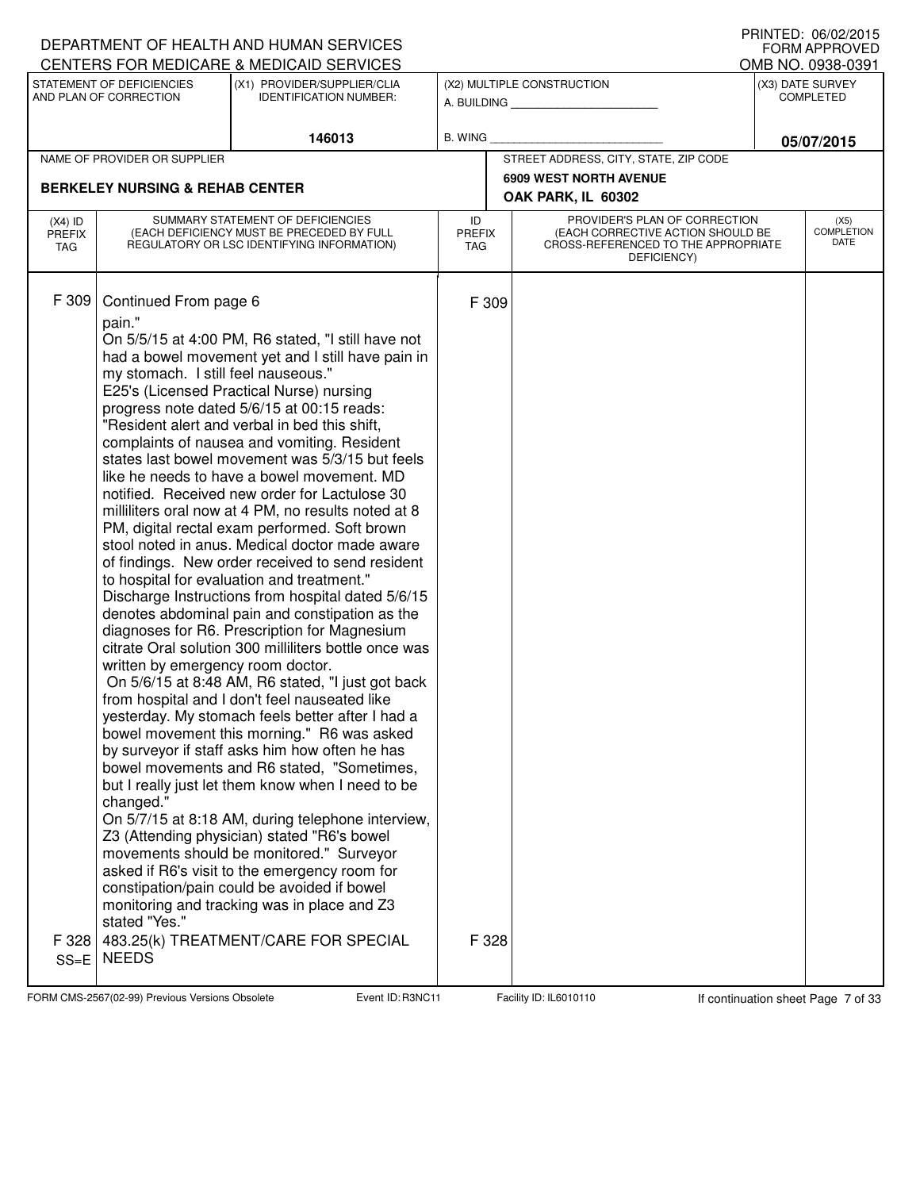DEPARTMENT OF HEALTH AND HUMAN SERVICES
CENTERS FOR MEDICARE & MEDICAID SERVICES

PRINTED: 06/02/2015
FORM APPROVED
OMB NO. 0938-0391

| STATEMENT OF DEFICIENCIES AND PLAN OF CORRECTION | (X1) PROVIDER/SUPPLIER/CLIA IDENTIFICATION NUMBER: | (X2) MULTIPLE CONSTRUCTION | (X3) DATE SURVEY COMPLETED |
|---|---|---|---|
| | 146013 | A. BUILDING ______ B. WING ______ | 05/07/2015 |

| NAME OF PROVIDER OR SUPPLIER | STREET ADDRESS, CITY, STATE, ZIP CODE |
|---|---|
| BERKELEY NURSING & REHAB CENTER | 6909 WEST NORTH AVENUE OAK PARK, IL 60302 |

| (X4) ID PREFIX TAG | SUMMARY STATEMENT OF DEFICIENCIES (EACH DEFICIENCY MUST BE PRECEDED BY FULL REGULATORY OR LSC IDENTIFYING INFORMATION) | ID PREFIX TAG | PROVIDER'S PLAN OF CORRECTION (EACH CORRECTIVE ACTION SHOULD BE CROSS-REFERENCED TO THE APPROPRIATE DEFICIENCY) | (X5) COMPLETION DATE |
|---|---|---|---|---|
| F 309 | Continued From page 6<br>pain."<br>On 5/5/15 at 4:00 PM, R6 stated, "I still have not had a bowel movement yet and I still have pain in my stomach. I still feel nauseous."<br>E25's (Licensed Practical Nurse) nursing progress note dated 5/6/15 at 00:15 reads: "Resident alert and verbal in bed this shift, complaints of nausea and vomiting. Resident states last bowel movement was 5/3/15 but feels like he needs to have a bowel movement. MD notified. Received new order for Lactulose 30 milliliters oral now at 4 PM, no results noted at 8 PM, digital rectal exam performed. Soft brown stool noted in anus. Medical doctor made aware of findings. New order received to send resident to hospital for evaluation and treatment."<br>Discharge Instructions from hospital dated 5/6/15 denotes abdominal pain and constipation as the diagnoses for R6. Prescription for Magnesium citrate Oral solution 300 milliliters bottle once was written by emergency room doctor.<br>On 5/6/15 at 8:48 AM, R6 stated, "I just got back from hospital and I don't feel nauseated like yesterday. My stomach feels better after I had a bowel movement this morning." R6 was asked by surveyor if staff asks him how often he has bowel movements and R6 stated, "Sometimes, but I really just let them know when I need to be changed."<br>On 5/7/15 at 8:18 AM, during telephone interview, Z3 (Attending physician) stated "R6's bowel movements should be monitored." Surveyor asked if R6's visit to the emergency room for constipation/pain could be avoided if bowel monitoring and tracking was in place and Z3 stated "Yes." | F 309 | | |
| F 328 SS=E | 483.25(k) TREATMENT/CARE FOR SPECIAL NEEDS | F 328 | | |

FORM CMS-2567(02-99) Previous Versions Obsolete | Event ID: R3NC11 | Facility ID: IL6010110 | If continuation sheet Page 7 of 33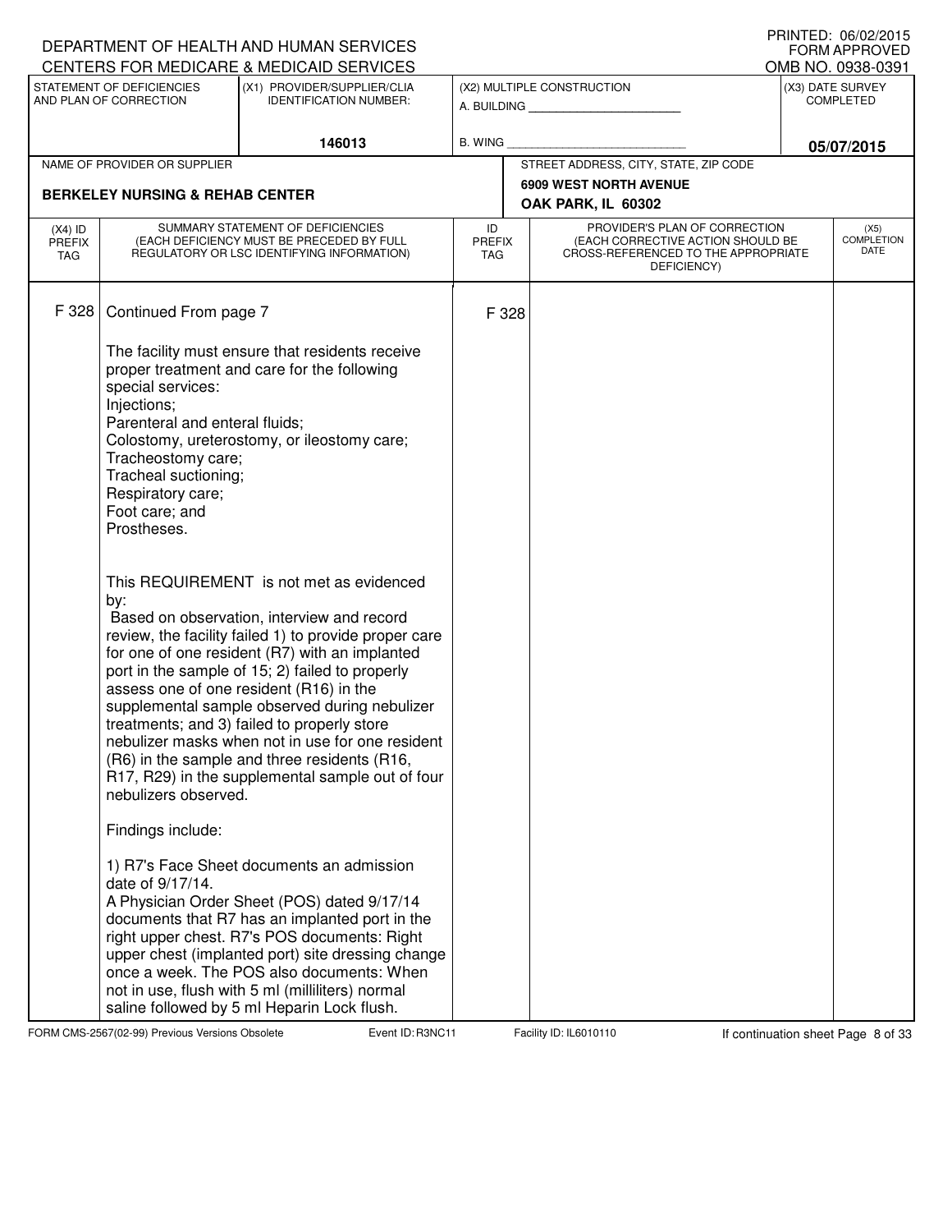DEPARTMENT OF HEALTH AND HUMAN SERVICES
CENTERS FOR MEDICARE & MEDICAID SERVICES

PRINTED: 06/02/2015
FORM APPROVED
OMB NO. 0938-0391

| STATEMENT OF DEFICIENCIES AND PLAN OF CORRECTION | (X1) PROVIDER/SUPPLIER/CLIA IDENTIFICATION NUMBER: | (X2) MULTIPLE CONSTRUCTION | (X3) DATE SURVEY COMPLETED |
|---|---|---|---|
| | 146013 | A. BUILDING ______ B. WING ______ | 05/07/2015 |

| NAME OF PROVIDER OR SUPPLIER | STREET ADDRESS, CITY, STATE, ZIP CODE |
|---|---|
| BERKELEY NURSING & REHAB CENTER | 6909 WEST NORTH AVENUE, OAK PARK, IL 60302 |

| (X4) ID PREFIX TAG | SUMMARY STATEMENT OF DEFICIENCIES (EACH DEFICIENCY MUST BE PRECEDED BY FULL REGULATORY OR LSC IDENTIFYING INFORMATION) | ID PREFIX TAG | PROVIDER'S PLAN OF CORRECTION (EACH CORRECTIVE ACTION SHOULD BE CROSS-REFERENCED TO THE APPROPRIATE DEFICIENCY) | (X5) COMPLETION DATE |
|---|---|---|---|---|
| F 328 | Continued From page 7 | F 328 | | |

The facility must ensure that residents receive proper treatment and care for the following special services:
Injections;
Parenteral and enteral fluids;
Colostomy, ureterostomy, or ileostomy care;
Tracheostomy care;
Tracheal suctioning;
Respiratory care;
Foot care; and
Prostheses.

This REQUIREMENT is not met as evidenced by:
Based on observation, interview and record review, the facility failed 1) to provide proper care for one of one resident (R7) with an implanted port in the sample of 15; 2) failed to properly assess one of one resident (R16) in the supplemental sample observed during nebulizer treatments; and 3) failed to properly store nebulizer masks when not in use for one resident (R6) in the sample and three residents (R16, R17, R29) in the supplemental sample out of four nebulizers observed.

Findings include:

1) R7's Face Sheet documents an admission date of 9/17/14.
A Physician Order Sheet (POS) dated 9/17/14 documents that R7 has an implanted port in the right upper chest. R7's POS documents: Right upper chest (implanted port) site dressing change once a week. The POS also documents: When not in use, flush with 5 ml (milliliters) normal saline followed by 5 ml Heparin Lock flush.

FORM CMS-2567(02-99) Previous Versions Obsolete Event ID: R3NC11 Facility ID: IL6010110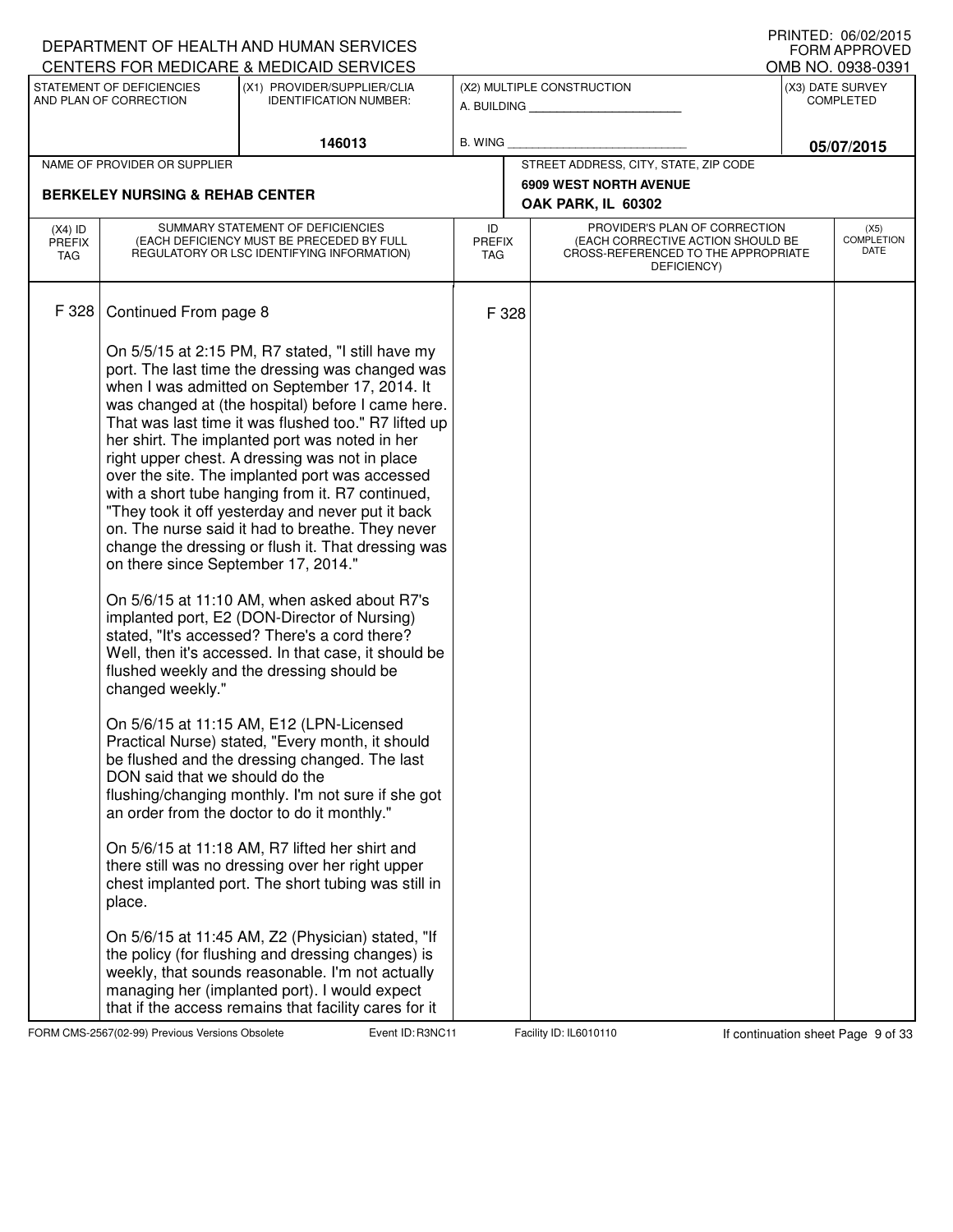DEPARTMENT OF HEALTH AND HUMAN SERVICES
CENTERS FOR MEDICARE & MEDICAID SERVICES

PRINTED: 06/02/2015
FORM APPROVED
OMB NO. 0938-0391

| STATEMENT OF DEFICIENCIES AND PLAN OF CORRECTION | (X1) PROVIDER/SUPPLIER/CLIA IDENTIFICATION NUMBER: | (X2) MULTIPLE CONSTRUCTION | (X3) DATE SURVEY COMPLETED |
|---|---|---|---|
| | 146013 | A. BUILDING ___ B. WING ___ | 05/07/2015 |

| NAME OF PROVIDER OR SUPPLIER | STREET ADDRESS, CITY, STATE, ZIP CODE |
|---|---|
| BERKELEY NURSING & REHAB CENTER | 6909 WEST NORTH AVENUE OAK PARK, IL 60302 |

| (X4) ID PREFIX TAG | SUMMARY STATEMENT OF DEFICIENCIES (EACH DEFICIENCY MUST BE PRECEDED BY FULL REGULATORY OR LSC IDENTIFYING INFORMATION) | ID PREFIX TAG | PROVIDER'S PLAN OF CORRECTION (EACH CORRECTIVE ACTION SHOULD BE CROSS-REFERENCED TO THE APPROPRIATE DEFICIENCY) | (X5) COMPLETION DATE |
|---|---|---|---|---|
| F 328 | Continued From page 8 | F 328 | | |

On 5/5/15 at 2:15 PM, R7 stated, "I still have my port. The last time the dressing was changed was when I was admitted on September 17, 2014. It was changed at (the hospital) before I came here. That was last time it was flushed too." R7 lifted up her shirt. The implanted port was noted in her right upper chest. A dressing was not in place over the site. The implanted port was accessed with a short tube hanging from it. R7 continued, "They took it off yesterday and never put it back on. The nurse said it had to breathe. They never change the dressing or flush it. That dressing was on there since September 17, 2014."

On 5/6/15 at 11:10 AM, when asked about R7's implanted port, E2 (DON-Director of Nursing) stated, "It's accessed? There's a cord there? Well, then it's accessed. In that case, it should be flushed weekly and the dressing should be changed weekly."

On 5/6/15 at 11:15 AM, E12 (LPN-Licensed Practical Nurse) stated, "Every month, it should be flushed and the dressing changed. The last DON said that we should do the flushing/changing monthly. I'm not sure if she got an order from the doctor to do it monthly."

On 5/6/15 at 11:18 AM, R7 lifted her shirt and there still was no dressing over her right upper chest implanted port. The short tubing was still in place.

On 5/6/15 at 11:45 AM, Z2 (Physician) stated, "If the policy (for flushing and dressing changes) is weekly, that sounds reasonable. I'm not actually managing her (implanted port). I would expect that if the access remains that facility cares for it

FORM CMS-2567(02-99) Previous Versions Obsolete Event ID: R3NC11 Facility ID: IL6010110 If continuation sheet Page 9 of 33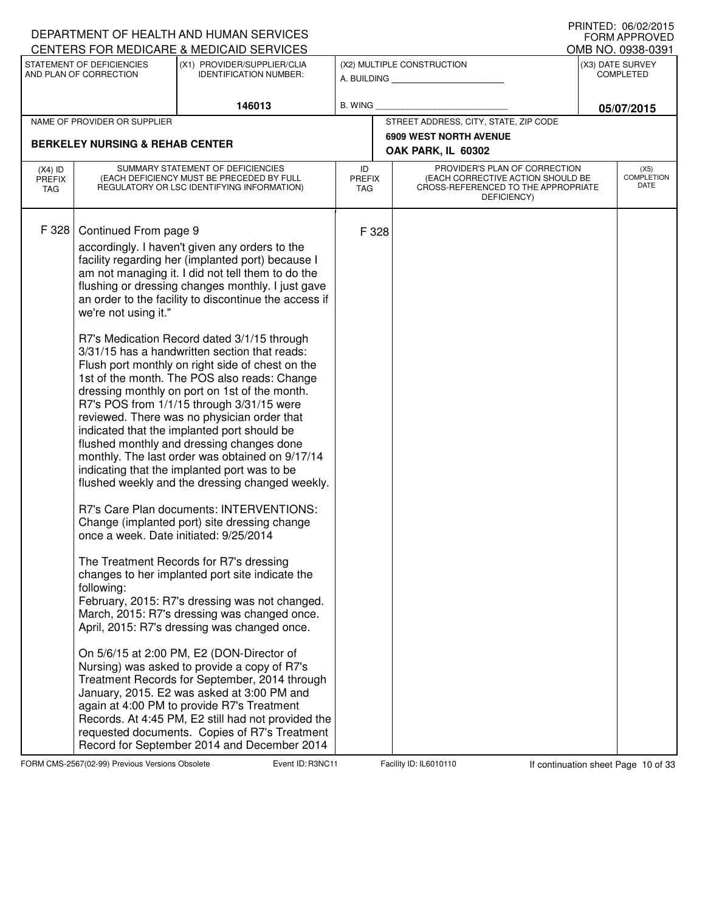DEPARTMENT OF HEALTH AND HUMAN SERVICES
CENTERS FOR MEDICARE & MEDICAID SERVICES

PRINTED: 06/02/2015
FORM APPROVED
OMB NO. 0938-0391

| STATEMENT OF DEFICIENCIES AND PLAN OF CORRECTION | (X1) PROVIDER/SUPPLIER/CLIA IDENTIFICATION NUMBER: | (X2) MULTIPLE CONSTRUCTION | (X3) DATE SURVEY COMPLETED |
|---|---|---|---|
| | 146013 | A. BUILDING ___ B. WING ___ | 05/07/2015 |

| NAME OF PROVIDER OR SUPPLIER | STREET ADDRESS, CITY, STATE, ZIP CODE |
|---|---|
| BERKELEY NURSING & REHAB CENTER | 6909 WEST NORTH AVENUE OAK PARK, IL 60302 |

| (X4) ID PREFIX TAG | SUMMARY STATEMENT OF DEFICIENCIES (EACH DEFICIENCY MUST BE PRECEDED BY FULL REGULATORY OR LSC IDENTIFYING INFORMATION) | ID PREFIX TAG | PROVIDER'S PLAN OF CORRECTION (EACH CORRECTIVE ACTION SHOULD BE CROSS-REFERENCED TO THE APPROPRIATE DEFICIENCY) | (X5) COMPLETION DATE |
|---|---|---|---|---|
| F 328 | Continued From page 9 | F 328 | | |

accordingly. I haven't given any orders to the facility regarding her (implanted port) because I am not managing it. I did not tell them to do the flushing or dressing changes monthly. I just gave an order to the facility to discontinue the access if we're not using it."

R7's Medication Record dated 3/1/15 through 3/31/15 has a handwritten section that reads: Flush port monthly on right side of chest on the 1st of the month. The POS also reads: Change dressing monthly on port on 1st of the month. R7's POS from 1/1/15 through 3/31/15 were reviewed. There was no physician order that indicated that the implanted port should be flushed monthly and dressing changes done monthly. The last order was obtained on 9/17/14 indicating that the implanted port was to be flushed weekly and the dressing changed weekly.

R7's Care Plan documents: INTERVENTIONS: Change (implanted port) site dressing change once a week. Date initiated: 9/25/2014

The Treatment Records for R7's dressing changes to her implanted port site indicate the following:
February, 2015: R7's dressing was not changed.
March, 2015: R7's dressing was changed once.
April, 2015: R7's dressing was changed once.

On 5/6/15 at 2:00 PM, E2 (DON-Director of Nursing) was asked to provide a copy of R7's Treatment Records for September, 2014 through January, 2015. E2 was asked at 3:00 PM and again at 4:00 PM to provide R7's Treatment Records. At 4:45 PM, E2 still had not provided the requested documents. Copies of R7's Treatment Record for September 2014 and December 2014

FORM CMS-2567(02-99) Previous Versions Obsolete Event ID: R3NC11 Facility ID: IL6010110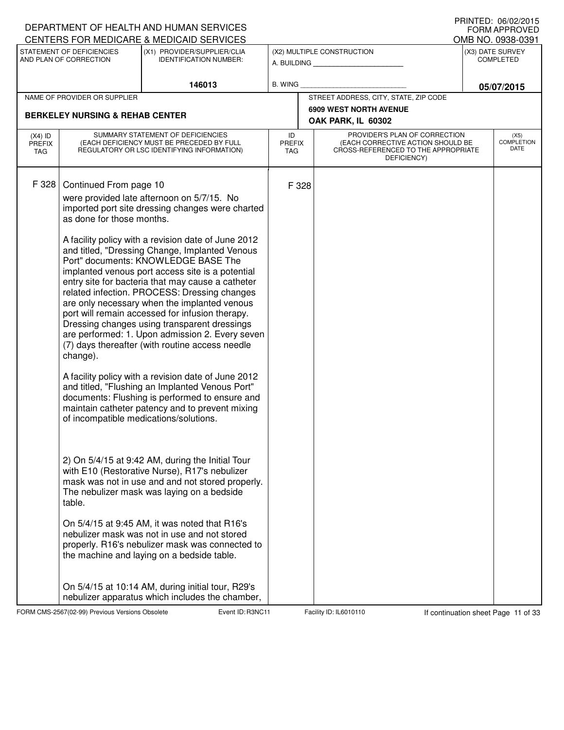DEPARTMENT OF HEALTH AND HUMAN SERVICES
CENTERS FOR MEDICARE & MEDICAID SERVICES

PRINTED: 06/02/2015
FORM APPROVED
OMB NO. 0938-0391

| STATEMENT OF DEFICIENCIES AND PLAN OF CORRECTION | (X1) PROVIDER/SUPPLIER/CLIA IDENTIFICATION NUMBER: | (X2) MULTIPLE CONSTRUCTION | (X3) DATE SURVEY COMPLETED |
|---|---|---|---|
| | 146013 | A. BUILDING ______ B. WING ______ | 05/07/2015 |

| NAME OF PROVIDER OR SUPPLIER | STREET ADDRESS, CITY, STATE, ZIP CODE |
|---|---|
| BERKELEY NURSING & REHAB CENTER | 6909 WEST NORTH AVENUE OAK PARK, IL 60302 |

| (X4) ID PREFIX TAG | SUMMARY STATEMENT OF DEFICIENCIES (EACH DEFICIENCY MUST BE PRECEDED BY FULL REGULATORY OR LSC IDENTIFYING INFORMATION) | ID PREFIX TAG | PROVIDER'S PLAN OF CORRECTION (EACH CORRECTIVE ACTION SHOULD BE CROSS-REFERENCED TO THE APPROPRIATE DEFICIENCY) | (X5) COMPLETION DATE |
|---|---|---|---|---|
| F 328 | Continued From page 10 | F 328 | | |

were provided late afternoon on 5/7/15. No imported port site dressing changes were charted as done for those months.

A facility policy with a revision date of June 2012 and titled, "Dressing Change, Implanted Venous Port" documents: KNOWLEDGE BASE The implanted venous port access site is a potential entry site for bacteria that may cause a catheter related infection. PROCESS: Dressing changes are only necessary when the implanted venous port will remain accessed for infusion therapy. Dressing changes using transparent dressings are performed: 1. Upon admission 2. Every seven (7) days thereafter (with routine access needle change).

A facility policy with a revision date of June 2012 and titled, "Flushing an Implanted Venous Port" documents: Flushing is performed to ensure and maintain catheter patency and to prevent mixing of incompatible medications/solutions.

2) On 5/4/15 at 9:42 AM, during the Initial Tour with E10 (Restorative Nurse), R17's nebulizer mask was not in use and and not stored properly. The nebulizer mask was laying on a bedside table.

On 5/4/15 at 9:45 AM, it was noted that R16's nebulizer mask was not in use and not stored properly. R16's nebulizer mask was connected to the machine and laying on a bedside table.

On 5/4/15 at 10:14 AM, during initial tour, R29's nebulizer apparatus which includes the chamber,

FORM CMS-2567(02-99) Previous Versions Obsolete Event ID: R3NC11 Facility ID: IL6010110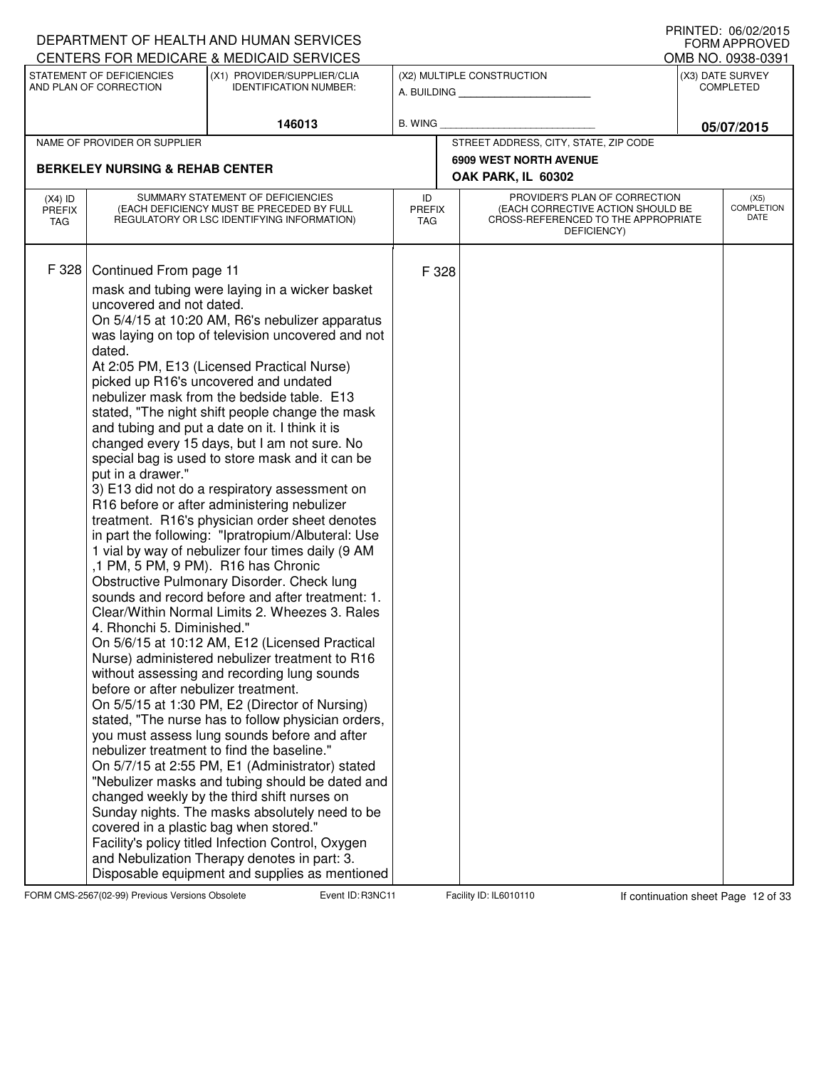DEPARTMENT OF HEALTH AND HUMAN SERVICES
CENTERS FOR MEDICARE & MEDICAID SERVICES

PRINTED: 06/02/2015
FORM APPROVED
OMB NO. 0938-0391

| STATEMENT OF DEFICIENCIES AND PLAN OF CORRECTION | (X1) PROVIDER/SUPPLIER/CLIA IDENTIFICATION NUMBER: | (X2) MULTIPLE CONSTRUCTION | (X3) DATE SURVEY COMPLETED |
|---|---|---|---|
| | 146013 | A. BUILDING ______ B. WING ______ | 05/07/2015 |

| NAME OF PROVIDER OR SUPPLIER | STREET ADDRESS, CITY, STATE, ZIP CODE |
|---|---|
| BERKELEY NURSING & REHAB CENTER | 6909 WEST NORTH AVENUE OAK PARK, IL 60302 |

| (X4) ID PREFIX TAG | SUMMARY STATEMENT OF DEFICIENCIES (EACH DEFICIENCY MUST BE PRECEDED BY FULL REGULATORY OR LSC IDENTIFYING INFORMATION) | ID PREFIX TAG | PROVIDER'S PLAN OF CORRECTION (EACH CORRECTIVE ACTION SHOULD BE CROSS-REFERENCED TO THE APPROPRIATE DEFICIENCY) | (X5) COMPLETION DATE |
|---|---|---|---|---|
| F 328 | Continued From page 11<br>mask and tubing were laying in a wicker basket uncovered and not dated.<br>On 5/4/15 at 10:20 AM, R6's nebulizer apparatus was laying on top of television uncovered and not dated.<br>At 2:05 PM, E13 (Licensed Practical Nurse) picked up R16's uncovered and undated nebulizer mask from the bedside table. E13 stated, "The night shift people change the mask and tubing and put a date on it. I think it is changed every 15 days, but I am not sure. No special bag is used to store mask and it can be put in a drawer."<br>3) E13 did not do a respiratory assessment on R16 before or after administering nebulizer treatment. R16's physician order sheet denotes in part the following: "Ipratropium/Albuteral: Use 1 vial by way of nebulizer four times daily (9 AM ,1 PM, 5 PM, 9 PM). R16 has Chronic Obstructive Pulmonary Disorder. Check lung sounds and record before and after treatment: 1. Clear/Within Normal Limits 2. Wheezes 3. Rales 4. Rhonchi 5. Diminished."<br>On 5/6/15 at 10:12 AM, E12 (Licensed Practical Nurse) administered nebulizer treatment to R16 without assessing and recording lung sounds before or after nebulizer treatment.<br>On 5/5/15 at 1:30 PM, E2 (Director of Nursing) stated, "The nurse has to follow physician orders, you must assess lung sounds before and after nebulizer treatment to find the baseline."<br>On 5/7/15 at 2:55 PM, E1 (Administrator) stated "Nebulizer masks and tubing should be dated and changed weekly by the third shift nurses on Sunday nights. The masks absolutely need to be covered in a plastic bag when stored."<br>Facility's policy titled Infection Control, Oxygen and Nebulization Therapy denotes in part: 3. Disposable equipment and supplies as mentioned | F 328 | | |

FORM CMS-2567(02-99) Previous Versions Obsolete Event ID: R3NC11 Facility ID: IL6010110 If continuation sheet Page 12 of 33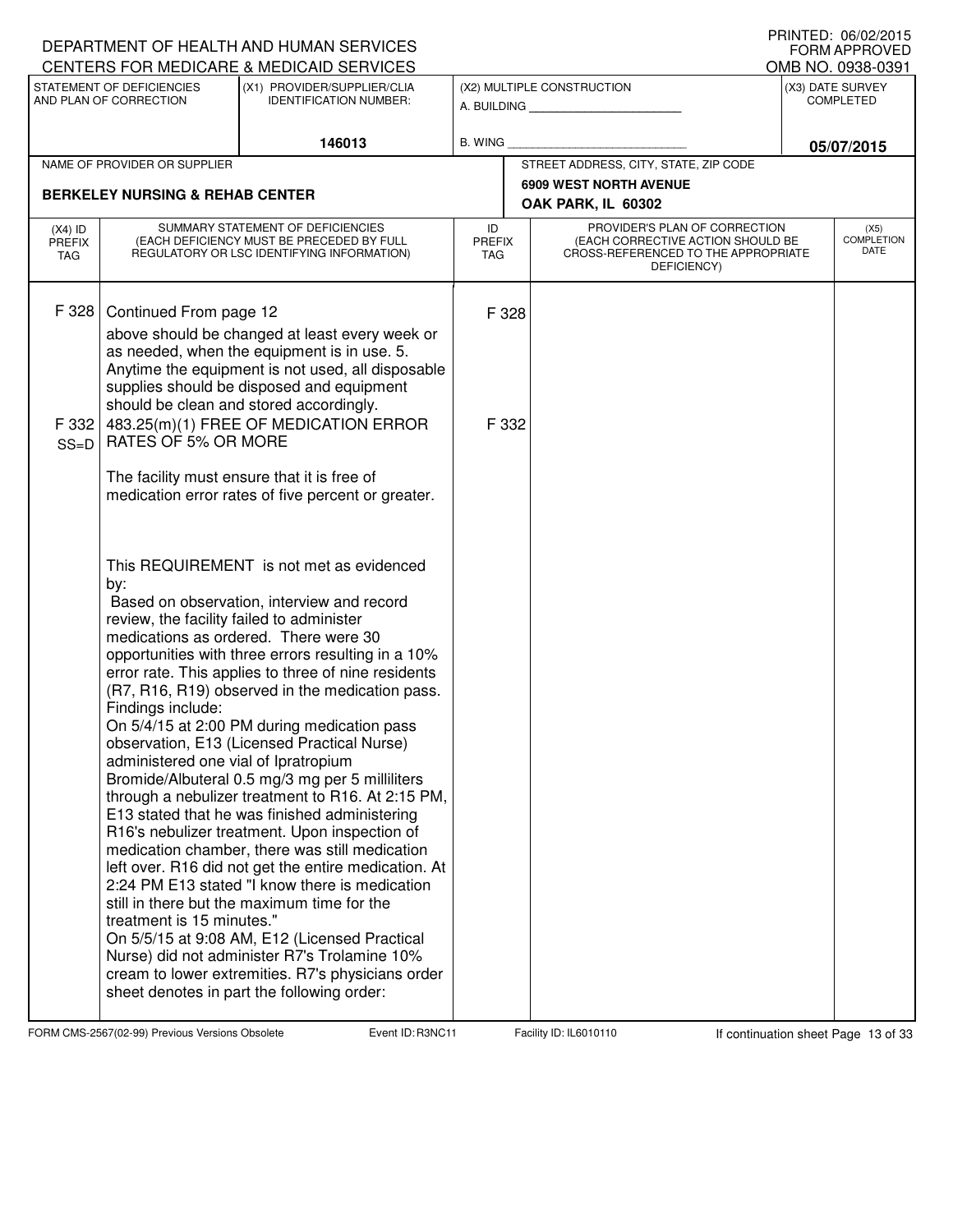DEPARTMENT OF HEALTH AND HUMAN SERVICES
CENTERS FOR MEDICARE & MEDICAID SERVICES

PRINTED: 06/02/2015
FORM APPROVED
OMB NO. 0938-0391

| STATEMENT OF DEFICIENCIES AND PLAN OF CORRECTION | (X1) PROVIDER/SUPPLIER/CLIA IDENTIFICATION NUMBER: | (X2) MULTIPLE CONSTRUCTION | (X3) DATE SURVEY COMPLETED |
|---|---|---|---|
| | 146013 | A. BUILDING ______ B. WING ______ | 05/07/2015 |

| NAME OF PROVIDER OR SUPPLIER | STREET ADDRESS, CITY, STATE, ZIP CODE |
|---|---|
| BERKELEY NURSING & REHAB CENTER | 6909 WEST NORTH AVENUE OAK PARK, IL 60302 |

| (X4) ID PREFIX TAG | SUMMARY STATEMENT OF DEFICIENCIES (EACH DEFICIENCY MUST BE PRECEDED BY FULL REGULATORY OR LSC IDENTIFYING INFORMATION) | ID PREFIX TAG | PROVIDER'S PLAN OF CORRECTION (EACH CORRECTIVE ACTION SHOULD BE CROSS-REFERENCED TO THE APPROPRIATE DEFICIENCY) | (X5) COMPLETION DATE |
|---|---|---|---|---|
| F 328 | Continued From page 12<br>above should be changed at least every week or as needed, when the equipment is in use. 5. Anytime the equipment is not used, all disposable supplies should be disposed and equipment should be clean and stored accordingly. | F 328 | | |
| F 332 SS=D | 483.25(m)(1) FREE OF MEDICATION ERROR RATES OF 5% OR MORE<br><br>The facility must ensure that it is free of medication error rates of five percent or greater.<br><br>This REQUIREMENT is not met as evidenced by:<br>Based on observation, interview and record review, the facility failed to administer medications as ordered. There were 30 opportunities with three errors resulting in a 10% error rate. This applies to three of nine residents (R7, R16, R19) observed in the medication pass.<br>Findings include:<br>On 5/4/15 at 2:00 PM during medication pass observation, E13 (Licensed Practical Nurse) administered one vial of Ipratropium Bromide/Albuterol 0.5 mg/3 mg per 5 milliliters through a nebulizer treatment to R16. At 2:15 PM, E13 stated that he was finished administering R16's nebulizer treatment. Upon inspection of medication chamber, there was still medication left over. R16 did not get the entire medication. At 2:24 PM E13 stated "I know there is medication still in there but the maximum time for the treatment is 15 minutes."<br>On 5/5/15 at 9:08 AM, E12 (Licensed Practical Nurse) did not administer R7's Trolamine 10% cream to lower extremities. R7's physicians order sheet denotes in part the following order: | F 332 | | |

FORM CMS-2567(02-99) Previous Versions Obsolete Event ID: R3NC11 Facility ID: IL6010110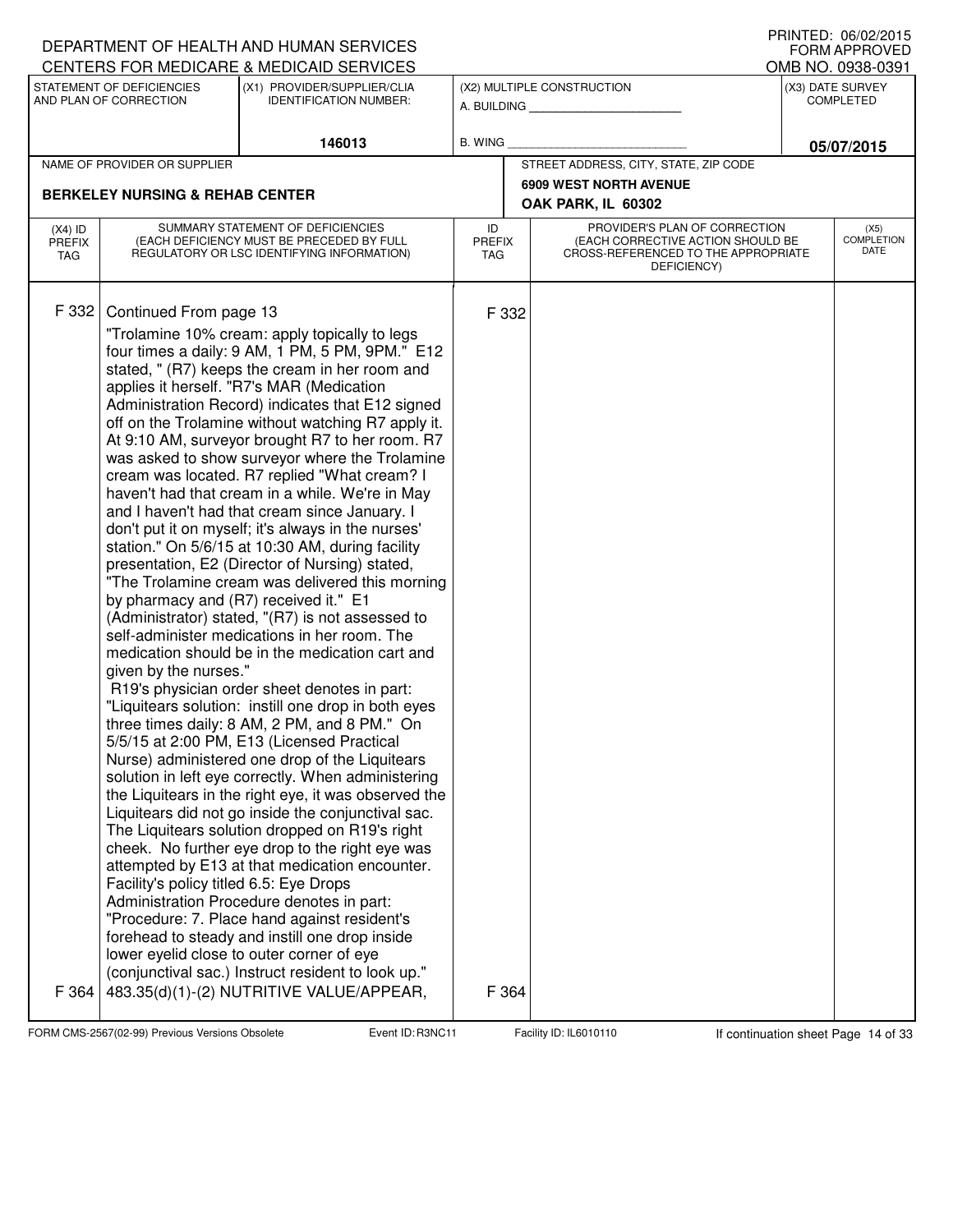DEPARTMENT OF HEALTH AND HUMAN SERVICES
CENTERS FOR MEDICARE & MEDICAID SERVICES

PRINTED: 06/02/2015
FORM APPROVED
OMB NO. 0938-0391

| STATEMENT OF DEFICIENCIES AND PLAN OF CORRECTION | (X1) PROVIDER/SUPPLIER/CLIA IDENTIFICATION NUMBER: | (X2) MULTIPLE CONSTRUCTION | (X3) DATE SURVEY COMPLETED |
|---|---|---|---|
| | 146013 | A. BUILDING ______ B. WING ______ | 05/07/2015 |

| NAME OF PROVIDER OR SUPPLIER | STREET ADDRESS, CITY, STATE, ZIP CODE |
|---|---|
| BERKELEY NURSING & REHAB CENTER | 6909 WEST NORTH AVENUE OAK PARK, IL 60302 |

| (X4) ID PREFIX TAG | SUMMARY STATEMENT OF DEFICIENCIES (EACH DEFICIENCY MUST BE PRECEDED BY FULL REGULATORY OR LSC IDENTIFYING INFORMATION) | ID PREFIX TAG | PROVIDER'S PLAN OF CORRECTION (EACH CORRECTIVE ACTION SHOULD BE CROSS-REFERENCED TO THE APPROPRIATE DEFICIENCY) | (X5) COMPLETION DATE |
|---|---|---|---|---|
| F 332 | Continued From page 13<br>"Trolamine 10% cream: apply topically to legs four times a daily: 9 AM, 1 PM, 5 PM, 9PM." E12 stated, " (R7) keeps the cream in her room and applies it herself. "R7's MAR (Medication Administration Record) indicates that E12 signed off on the Trolamine without watching R7 apply it. At 9:10 AM, surveyor brought R7 to her room. R7 was asked to show surveyor where the Trolamine cream was located. R7 replied "What cream? I haven't had that cream in a while. We're in May and I haven't had that cream since January. I don't put it on myself; it's always in the nurses' station." On 5/6/15 at 10:30 AM, during facility presentation, E2 (Director of Nursing) stated, "The Trolamine cream was delivered this morning by pharmacy and (R7) received it." E1 (Administrator) stated, "(R7) is not assessed to self-administer medications in her room. The medication should be in the medication cart and given by the nurses."<br>R19's physician order sheet denotes in part: "Liquitears solution: instill one drop in both eyes three times daily: 8 AM, 2 PM, and 8 PM." On 5/5/15 at 2:00 PM, E13 (Licensed Practical Nurse) administered one drop of the Liquitears solution in left eye correctly. When administering the Liquitears in the right eye, it was observed the Liquitears did not go inside the conjunctival sac. The Liquitears solution dropped on R19's right cheek. No further eye drop to the right eye was attempted by E13 at that medication encounter.<br>Facility's policy titled 6.5: Eye Drops Administration Procedure denotes in part: "Procedure: 7. Place hand against resident's forehead to steady and instill one drop inside lower eyelid close to outer corner of eye (conjunctival sac.) Instruct resident to look up." | F 332 | | |
| F 364 | 483.35(d)(1)-(2) NUTRITIVE VALUE/APPEAR, | F 364 | | |

FORM CMS-2567(02-99) Previous Versions Obsolete Event ID: R3NC11 Facility ID: IL6010110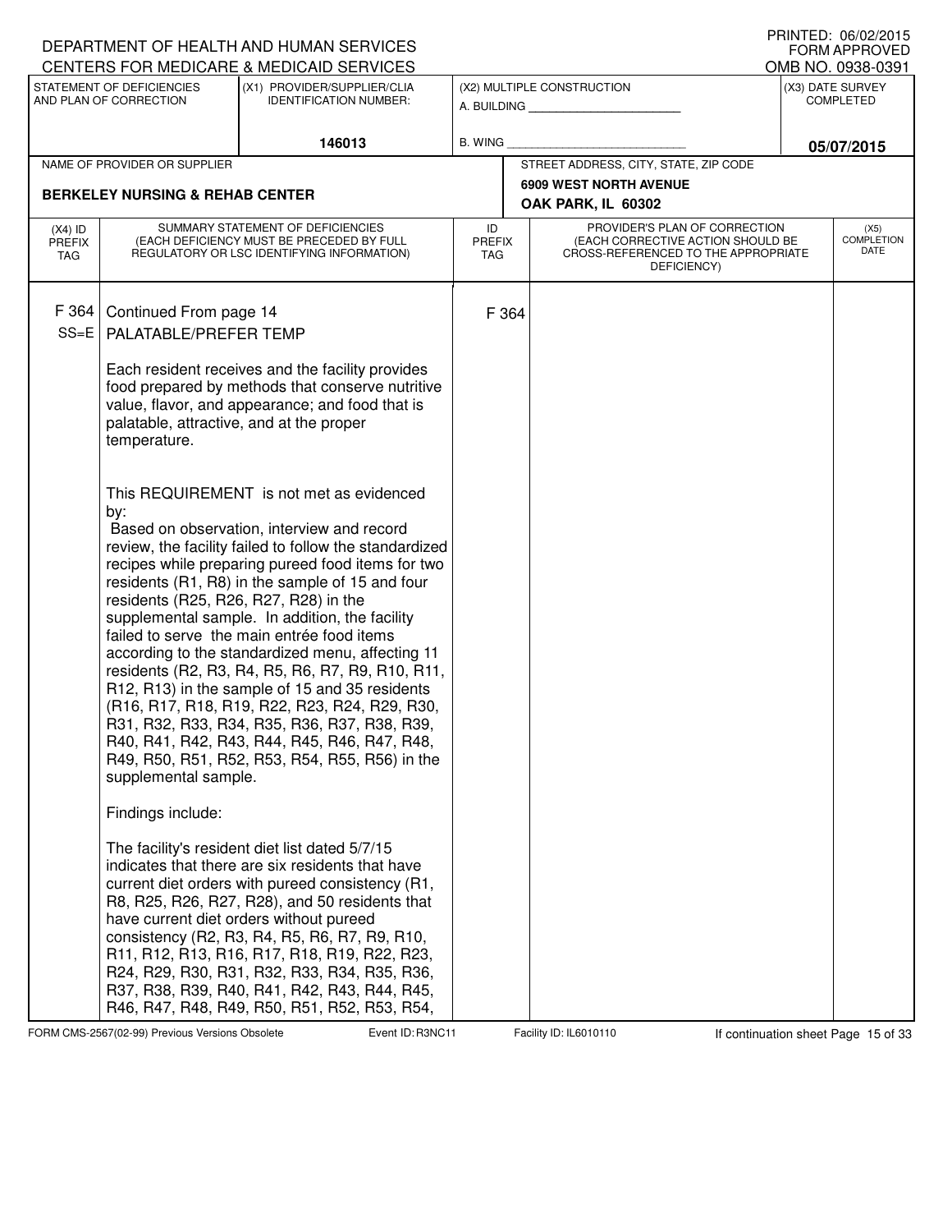DEPARTMENT OF HEALTH AND HUMAN SERVICES
CENTERS FOR MEDICARE & MEDICAID SERVICES

PRINTED: 06/02/2015
FORM APPROVED
OMB NO. 0938-0391

| STATEMENT OF DEFICIENCIES AND PLAN OF CORRECTION | (X1) PROVIDER/SUPPLIER/CLIA IDENTIFICATION NUMBER: | (X2) MULTIPLE CONSTRUCTION | (X3) DATE SURVEY COMPLETED |
|---|---|---|---|
| | 146013 | A. BUILDING ______ B. WING ______ | 05/07/2015 |

| NAME OF PROVIDER OR SUPPLIER | STREET ADDRESS, CITY, STATE, ZIP CODE |
|---|---|
| BERKELEY NURSING & REHAB CENTER | 6909 WEST NORTH AVENUE OAK PARK, IL 60302 |

| (X4) ID PREFIX TAG | SUMMARY STATEMENT OF DEFICIENCIES (EACH DEFICIENCY MUST BE PRECEDED BY FULL REGULATORY OR LSC IDENTIFYING INFORMATION) | ID PREFIX TAG | PROVIDER'S PLAN OF CORRECTION (EACH CORRECTIVE ACTION SHOULD BE CROSS-REFERENCED TO THE APPROPRIATE DEFICIENCY) | (X5) COMPLETION DATE |
|---|---|---|---|---|
| F 364 SS=E | Continued From page 14<br>PALATABLE/PREFER TEMP<br><br>Each resident receives and the facility provides food prepared by methods that conserve nutritive value, flavor, and appearance; and food that is palatable, attractive, and at the proper temperature.<br><br>This REQUIREMENT is not met as evidenced by:<br>Based on observation, interview and record review, the facility failed to follow the standardized recipes while preparing pureed food items for two residents (R1, R8) in the sample of 15 and four residents (R25, R26, R27, R28) in the supplemental sample. In addition, the facility failed to serve the main entrée food items according to the standardized menu, affecting 11 residents (R2, R3, R4, R5, R6, R7, R9, R10, R11, R12, R13) in the sample of 15 and 35 residents (R16, R17, R18, R19, R22, R23, R24, R29, R30, R31, R32, R33, R34, R35, R36, R37, R38, R39, R40, R41, R42, R43, R44, R45, R46, R47, R48, R49, R50, R51, R52, R53, R54, R55, R56) in the supplemental sample.<br><br>Findings include:<br><br>The facility's resident diet list dated 5/7/15 indicates that there are six residents that have current diet orders with pureed consistency (R1, R8, R25, R26, R27, R28), and 50 residents that have current diet orders without pureed consistency (R2, R3, R4, R5, R6, R7, R9, R10, R11, R12, R13, R16, R17, R18, R19, R22, R23, R24, R29, R30, R31, R32, R33, R34, R35, R36, R37, R38, R39, R40, R41, R42, R43, R44, R45, R46, R47, R48, R49, R50, R51, R52, R53, R54, | F 364 | | |

FORM CMS-2567(02-99) Previous Versions Obsolete Event ID: R3NC11 Facility ID: IL6010110 If continuation sheet Page 15 of 33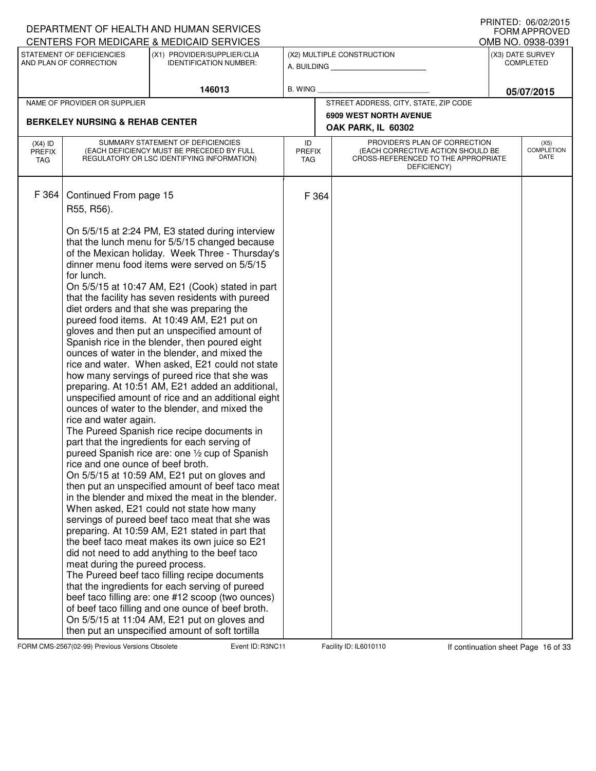DEPARTMENT OF HEALTH AND HUMAN SERVICES
CENTERS FOR MEDICARE & MEDICAID SERVICES

PRINTED: 06/02/2015
FORM APPROVED
OMB NO. 0938-0391

| STATEMENT OF DEFICIENCIES AND PLAN OF CORRECTION | (X1) PROVIDER/SUPPLIER/CLIA IDENTIFICATION NUMBER: | (X2) MULTIPLE CONSTRUCTION | (X3) DATE SURVEY COMPLETED |
|---|---|---|---|
| | 146013 | A. BUILDING ______ B. WING ______ | 05/07/2015 |

| NAME OF PROVIDER OR SUPPLIER | STREET ADDRESS, CITY, STATE, ZIP CODE |
|---|---|
| BERKELEY NURSING & REHAB CENTER | 6909 WEST NORTH AVENUE, OAK PARK, IL 60302 |

| (X4) ID PREFIX TAG | SUMMARY STATEMENT OF DEFICIENCIES (EACH DEFICIENCY MUST BE PRECEDED BY FULL REGULATORY OR LSC IDENTIFYING INFORMATION) | ID PREFIX TAG | PROVIDER'S PLAN OF CORRECTION (EACH CORRECTIVE ACTION SHOULD BE CROSS-REFERENCED TO THE APPROPRIATE DEFICIENCY) | (X5) COMPLETION DATE |
|---|---|---|---|---|
| F 364 | Continued From page 15 | F 364 | | |

R55, R56).

On 5/5/15 at 2:24 PM, E3 stated during interview that the lunch menu for 5/5/15 changed because of the Mexican holiday. Week Three - Thursday's dinner menu food items were served on 5/5/15 for lunch.

On 5/5/15 at 10:47 AM, E21 (Cook) stated in part that the facility has seven residents with pureed diet orders and that she was preparing the pureed food items. At 10:49 AM, E21 put on gloves and then put an unspecified amount of Spanish rice in the blender, then poured eight ounces of water in the blender, and mixed the rice and water. When asked, E21 could not state how many servings of pureed rice that she was preparing. At 10:51 AM, E21 added an additional, unspecified amount of rice and an additional eight ounces of water to the blender, and mixed the rice and water again.

The Pureed Spanish rice recipe documents in part that the ingredients for each serving of pureed Spanish rice are: one ½ cup of Spanish rice and one ounce of beef broth.

On 5/5/15 at 10:59 AM, E21 put on gloves and then put an unspecified amount of beef taco meat in the blender and mixed the meat in the blender. When asked, E21 could not state how many servings of pureed beef taco meat that she was preparing. At 10:59 AM, E21 stated in part that the beef taco meat makes its own juice so E21 did not need to add anything to the beef taco meat during the pureed process.

The Pureed beef taco filling recipe documents that the ingredients for each serving of pureed beef taco filling are: one #12 scoop (two ounces) of beef taco filling and one ounce of beef broth.

On 5/5/15 at 11:04 AM, E21 put on gloves and then put an unspecified amount of soft tortilla

FORM CMS-2567(02-99) Previous Versions Obsolete | Event ID: R3NC11 | Facility ID: IL6010110 | If continuation sheet Page 16 of 33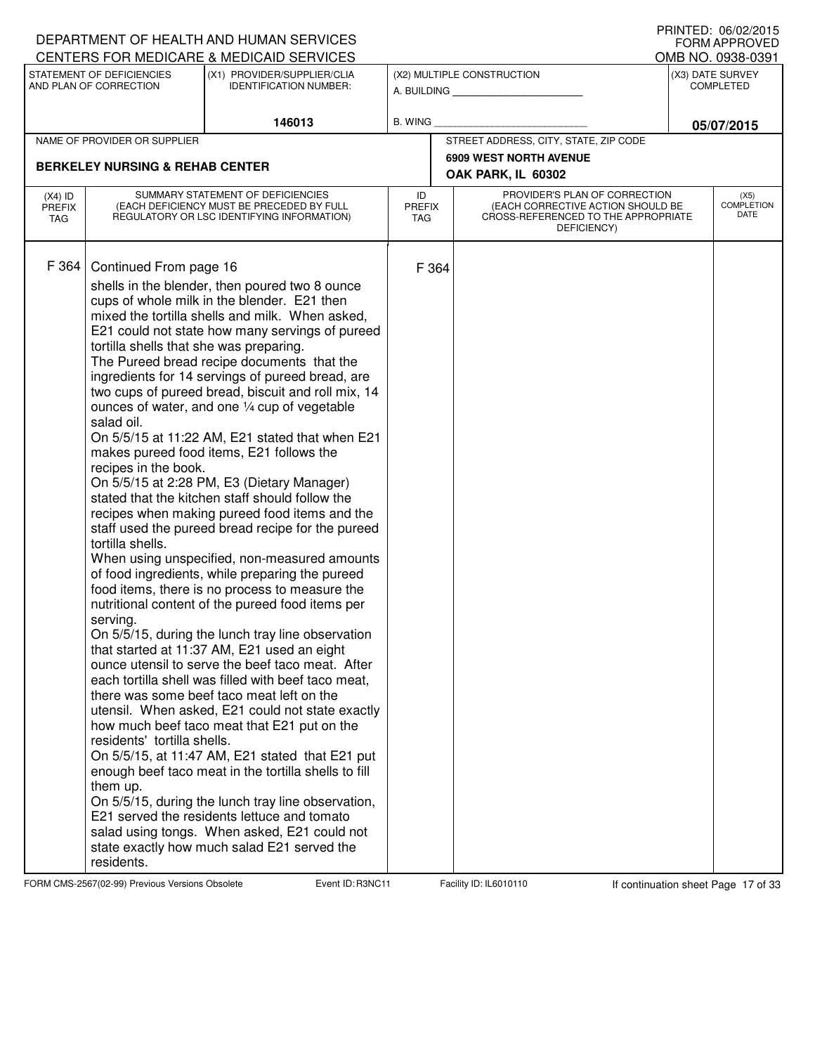DEPARTMENT OF HEALTH AND HUMAN SERVICES
CENTERS FOR MEDICARE & MEDICAID SERVICES

PRINTED: 06/02/2015
FORM APPROVED
OMB NO. 0938-0391

| STATEMENT OF DEFICIENCIES AND PLAN OF CORRECTION | (X1) PROVIDER/SUPPLIER/CLIA IDENTIFICATION NUMBER: | (X2) MULTIPLE CONSTRUCTION | (X3) DATE SURVEY COMPLETED |
|---|---|---|---|
| | 146013 | A. BUILDING ___ B. WING ___ | 05/07/2015 |

| NAME OF PROVIDER OR SUPPLIER | STREET ADDRESS, CITY, STATE, ZIP CODE |
|---|---|
| BERKELEY NURSING & REHAB CENTER | 6909 WEST NORTH AVENUE OAK PARK, IL 60302 |

| (X4) ID PREFIX TAG | SUMMARY STATEMENT OF DEFICIENCIES (EACH DEFICIENCY MUST BE PRECEDED BY FULL REGULATORY OR LSC IDENTIFYING INFORMATION) | ID PREFIX TAG | PROVIDER'S PLAN OF CORRECTION (EACH CORRECTIVE ACTION SHOULD BE CROSS-REFERENCED TO THE APPROPRIATE DEFICIENCY) | (X5) COMPLETION DATE |
|---|---|---|---|---|
| F 364 | Continued From page 16 | F 364 | | |

shells in the blender, then poured two 8 ounce cups of whole milk in the blender. E21 then mixed the tortilla shells and milk. When asked, E21 could not state how many servings of pureed tortilla shells that she was preparing.

The Pureed bread recipe documents that the ingredients for 14 servings of pureed bread, are two cups of pureed bread, biscuit and roll mix, 14 ounces of water, and one ¼ cup of vegetable salad oil.

On 5/5/15 at 11:22 AM, E21 stated that when E21 makes pureed food items, E21 follows the recipes in the book.

On 5/5/15 at 2:28 PM, E3 (Dietary Manager) stated that the kitchen staff should follow the recipes when making pureed food items and the staff used the pureed bread recipe for the pureed tortilla shells.

When using unspecified, non-measured amounts of food ingredients, while preparing the pureed food items, there is no process to measure the nutritional content of the pureed food items per serving.

On 5/5/15, during the lunch tray line observation that started at 11:37 AM, E21 used an eight ounce utensil to serve the beef taco meat. After each tortilla shell was filled with beef taco meat, there was some beef taco meat left on the utensil. When asked, E21 could not state exactly how much beef taco meat that E21 put on the residents' tortilla shells.

On 5/5/15, at 11:47 AM, E21 stated that E21 put enough beef taco meat in the tortilla shells to fill them up.

On 5/5/15, during the lunch tray line observation, E21 served the residents lettuce and tomato salad using tongs. When asked, E21 could not state exactly how much salad E21 served the residents.

FORM CMS-2567(02-99) Previous Versions Obsolete Event ID: R3NC11 Facility ID: IL6010110 If continuation sheet Page 17 of 33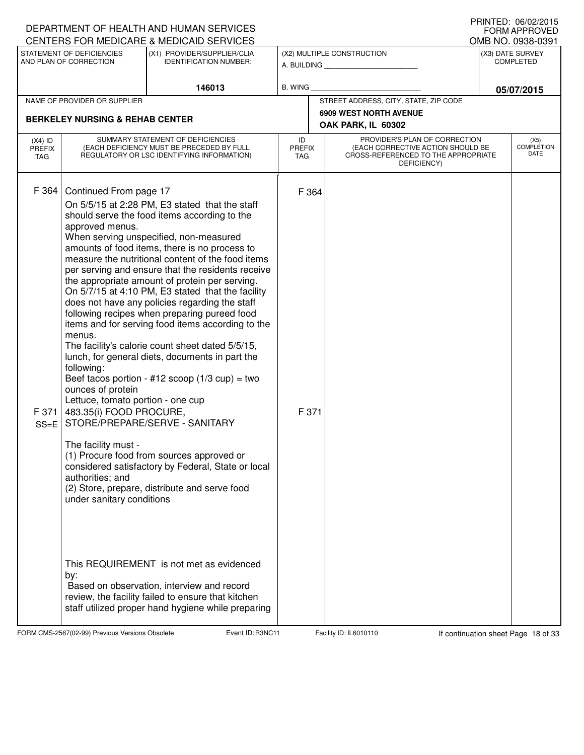DEPARTMENT OF HEALTH AND HUMAN SERVICES
CENTERS FOR MEDICARE & MEDICAID SERVICES

PRINTED: 06/02/2015
FORM APPROVED
OMB NO. 0938-0391

| STATEMENT OF DEFICIENCIES AND PLAN OF CORRECTION | (X1) PROVIDER/SUPPLIER/CLIA IDENTIFICATION NUMBER: | (X2) MULTIPLE CONSTRUCTION | (X3) DATE SURVEY COMPLETED |
|---|---|---|---|
| | 146013 | A. BUILDING ______ B. WING ______ | 05/07/2015 |

| NAME OF PROVIDER OR SUPPLIER | STREET ADDRESS, CITY, STATE, ZIP CODE |
|---|---|
| BERKELEY NURSING & REHAB CENTER | 6909 WEST NORTH AVENUE OAK PARK, IL 60302 |

| (X4) ID PREFIX TAG | SUMMARY STATEMENT OF DEFICIENCIES (EACH DEFICIENCY MUST BE PRECEDED BY FULL REGULATORY OR LSC IDENTIFYING INFORMATION) | ID PREFIX TAG | PROVIDER'S PLAN OF CORRECTION (EACH CORRECTIVE ACTION SHOULD BE CROSS-REFERENCED TO THE APPROPRIATE DEFICIENCY) | (X5) COMPLETION DATE |
|---|---|---|---|---|
| F 364 | Continued From page 17<br>On 5/5/15 at 2:28 PM, E3 stated that the staff should serve the food items according to the approved menus.<br>When serving unspecified, non-measured amounts of food items, there is no process to measure the nutritional content of the food items per serving and ensure that the residents receive the appropriate amount of protein per serving.<br>On 5/7/15 at 4:10 PM, E3 stated that the facility does not have any policies regarding the staff following recipes when preparing pureed food items and for serving food items according to the menus.<br>The facility's calorie count sheet dated 5/5/15, lunch, for general diets, documents in part the following:<br>Beef tacos portion - #12 scoop (1/3 cup) = two ounces of protein<br>Lettuce, tomato portion - one cup | F 364 | | |
| F 371 SS=E | 483.35(i) FOOD PROCURE, STORE/PREPARE/SERVE - SANITARY<br><br>The facility must -<br>(1) Procure food from sources approved or considered satisfactory by Federal, State or local authorities; and<br>(2) Store, prepare, distribute and serve food under sanitary conditions<br><br>This REQUIREMENT is not met as evidenced by:<br>Based on observation, interview and record review, the facility failed to ensure that kitchen staff utilized proper hand hygiene while preparing | F 371 | | |

FORM CMS-2567(02-99) Previous Versions Obsolete    Event ID: R3NC11    Facility ID: IL6010110    If continuation sheet Page 18 of 33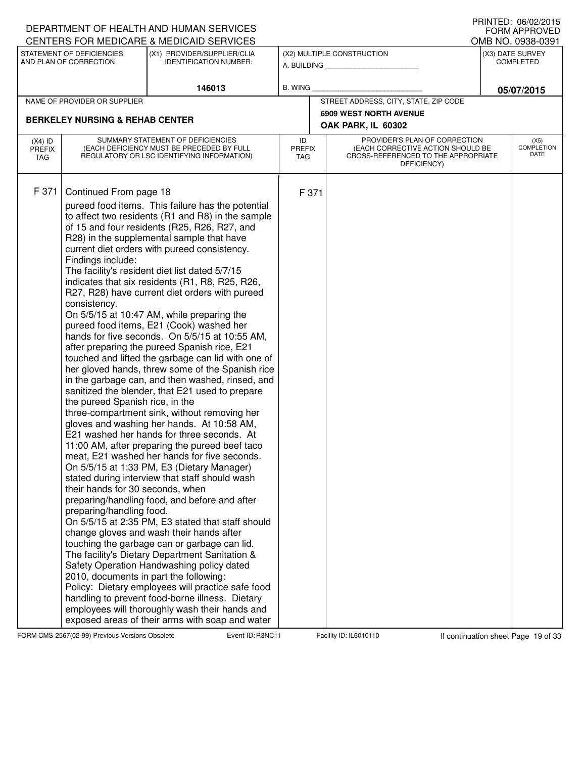DEPARTMENT OF HEALTH AND HUMAN SERVICES
CENTERS FOR MEDICARE & MEDICAID SERVICES

PRINTED: 06/02/2015
FORM APPROVED
OMB NO. 0938-0391

| STATEMENT OF DEFICIENCIES AND PLAN OF CORRECTION | (X1) PROVIDER/SUPPLIER/CLIA IDENTIFICATION NUMBER: | (X2) MULTIPLE CONSTRUCTION | (X3) DATE SURVEY COMPLETED |
|---|---|---|---|
| | 146013 | A. BUILDING ______ B. WING ______ | 05/07/2015 |

| NAME OF PROVIDER OR SUPPLIER | STREET ADDRESS, CITY, STATE, ZIP CODE |
|---|---|
| BERKELEY NURSING & REHAB CENTER | 6909 WEST NORTH AVENUE OAK PARK, IL 60302 |

| (X4) ID PREFIX TAG | SUMMARY STATEMENT OF DEFICIENCIES (EACH DEFICIENCY MUST BE PRECEDED BY FULL REGULATORY OR LSC IDENTIFYING INFORMATION) | ID PREFIX TAG | PROVIDER'S PLAN OF CORRECTION (EACH CORRECTIVE ACTION SHOULD BE CROSS-REFERENCED TO THE APPROPRIATE DEFICIENCY) | (X5) COMPLETION DATE |
|---|---|---|---|---|
| F 371 | Continued From page 18<br>pureed food items. This failure has the potential to affect two residents (R1 and R8) in the sample of 15 and four residents (R25, R26, R27, and R28) in the supplemental sample that have current diet orders with pureed consistency.<br>Findings include:<br>The facility's resident diet list dated 5/7/15 indicates that six residents (R1, R8, R25, R26, R27, R28) have current diet orders with pureed consistency.<br>On 5/5/15 at 10:47 AM, while preparing the pureed food items, E21 (Cook) washed her hands for five seconds. On 5/5/15 at 10:55 AM, after preparing the pureed Spanish rice, E21 touched and lifted the garbage can lid with one of her gloved hands, threw some of the Spanish rice in the garbage can, and then washed, rinsed, and sanitized the blender, that E21 used to prepare the pureed Spanish rice, in the three-compartment sink, without removing her gloves and washing her hands. At 10:58 AM, E21 washed her hands for three seconds. At 11:00 AM, after preparing the pureed beef taco meat, E21 washed her hands for five seconds.<br>On 5/5/15 at 1:33 PM, E3 (Dietary Manager) stated during interview that staff should wash their hands for 30 seconds, when preparing/handling food, and before and after preparing/handling food.<br>On 5/5/15 at 2:35 PM, E3 stated that staff should change gloves and wash their hands after touching the garbage can or garbage can lid.<br>The facility's Dietary Department Sanitation & Safety Operation Handwashing policy dated 2010, documents in part the following:<br>Policy: Dietary employees will practice safe food handling to prevent food-borne illness. Dietary employees will thoroughly wash their hands and exposed areas of their arms with soap and water | F 371 | | |

FORM CMS-2567(02-99) Previous Versions Obsolete Event ID: R3NC11 Facility ID: IL6010110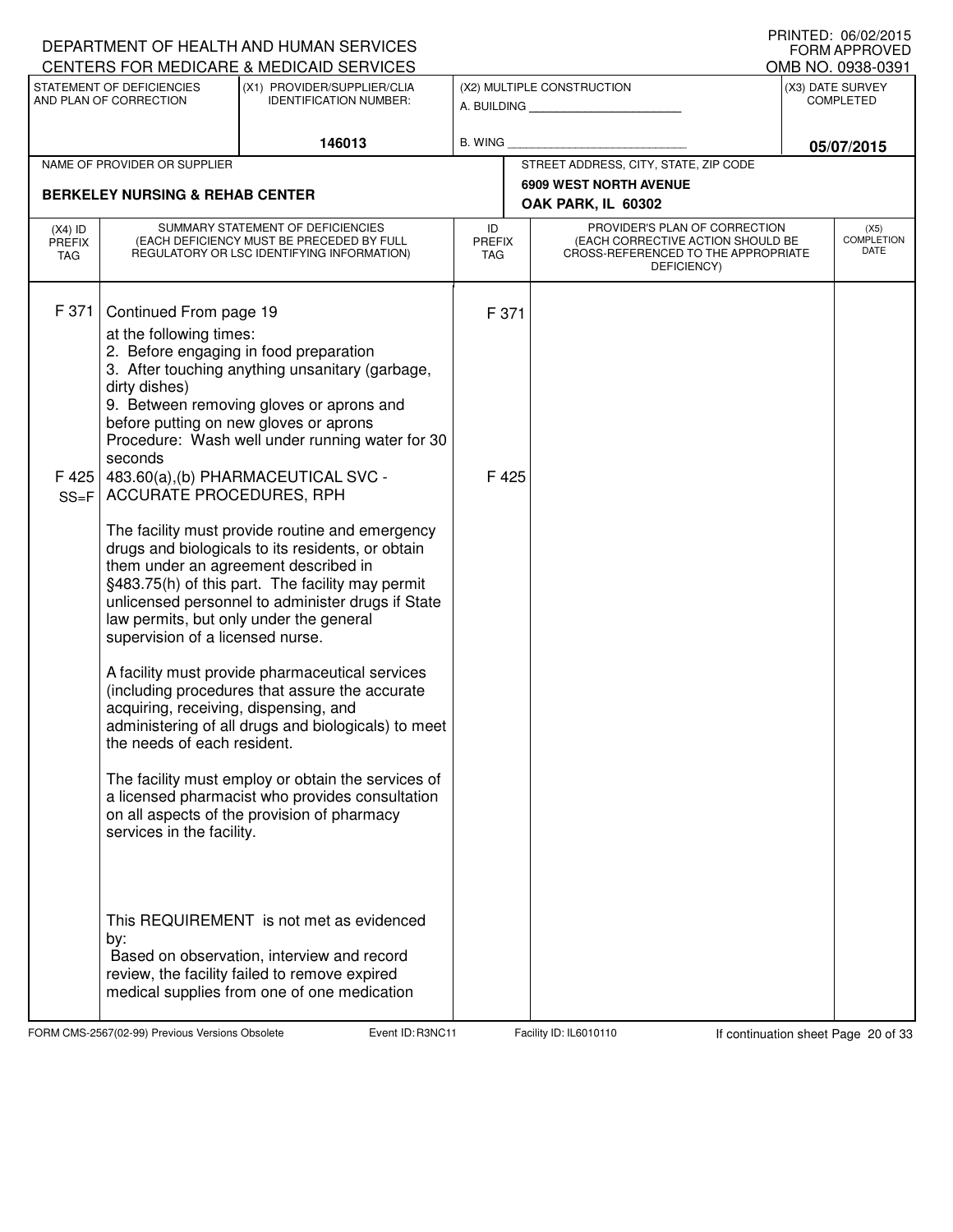DEPARTMENT OF HEALTH AND HUMAN SERVICES
CENTERS FOR MEDICARE & MEDICAID SERVICES

PRINTED: 06/02/2015
FORM APPROVED
OMB NO. 0938-0391

| STATEMENT OF DEFICIENCIES AND PLAN OF CORRECTION | (X1) PROVIDER/SUPPLIER/CLIA IDENTIFICATION NUMBER: | (X2) MULTIPLE CONSTRUCTION | (X3) DATE SURVEY COMPLETED |
|---|---|---|---|
| | 146013 | A. BUILDING ______ B. WING ______ | 05/07/2015 |

| NAME OF PROVIDER OR SUPPLIER | STREET ADDRESS, CITY, STATE, ZIP CODE |
|---|---|
| BERKELEY NURSING & REHAB CENTER | 6909 WEST NORTH AVENUE OAK PARK, IL 60302 |

| (X4) ID PREFIX TAG | SUMMARY STATEMENT OF DEFICIENCIES (EACH DEFICIENCY MUST BE PRECEDED BY FULL REGULATORY OR LSC IDENTIFYING INFORMATION) | ID PREFIX TAG | PROVIDER'S PLAN OF CORRECTION (EACH CORRECTIVE ACTION SHOULD BE CROSS-REFERENCED TO THE APPROPRIATE DEFICIENCY) | (X5) COMPLETION DATE |
|---|---|---|---|---|
| F 371 | Continued From page 19<br>at the following times:<br>2. Before engaging in food preparation<br>3. After touching anything unsanitary (garbage, dirty dishes)<br>9. Between removing gloves or aprons and before putting on new gloves or aprons<br>Procedure: Wash well under running water for 30 seconds | F 371 | | |
| F 425 SS=F | 483.60(a),(b) PHARMACEUTICAL SVC - ACCURATE PROCEDURES, RPH<br><br>The facility must provide routine and emergency drugs and biologicals to its residents, or obtain them under an agreement described in §483.75(h) of this part. The facility may permit unlicensed personnel to administer drugs if State law permits, but only under the general supervision of a licensed nurse.<br><br>A facility must provide pharmaceutical services (including procedures that assure the accurate acquiring, receiving, dispensing, and administering of all drugs and biologicals) to meet the needs of each resident.<br><br>The facility must employ or obtain the services of a licensed pharmacist who provides consultation on all aspects of the provision of pharmacy services in the facility.<br><br>This REQUIREMENT is not met as evidenced by:<br>Based on observation, interview and record review, the facility failed to remove expired medical supplies from one of one medication | F 425 | | |

FORM CMS-2567(02-99) Previous Versions Obsolete — Event ID: R3NC11 — Facility ID: IL6010110 — If continuation sheet Page 20 of 33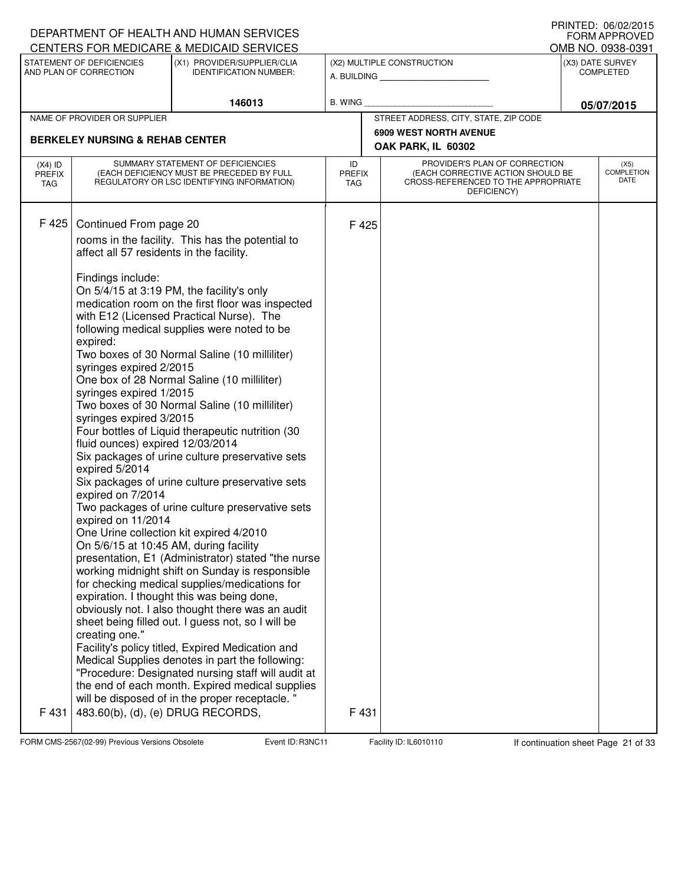DEPARTMENT OF HEALTH AND HUMAN SERVICES
CENTERS FOR MEDICARE & MEDICAID SERVICES

PRINTED: 06/02/2015
FORM APPROVED
OMB NO. 0938-0391

| STATEMENT OF DEFICIENCIES AND PLAN OF CORRECTION | (X1) PROVIDER/SUPPLIER/CLIA IDENTIFICATION NUMBER: | (X2) MULTIPLE CONSTRUCTION | (X3) DATE SURVEY COMPLETED |
|---|---|---|---|
| | 146013 | A. BUILDING ______ B. WING ______ | 05/07/2015 |

| NAME OF PROVIDER OR SUPPLIER | STREET ADDRESS, CITY, STATE, ZIP CODE |
|---|---|
| BERKELEY NURSING & REHAB CENTER | 6909 WEST NORTH AVENUE OAK PARK, IL 60302 |

| (X4) ID PREFIX TAG | SUMMARY STATEMENT OF DEFICIENCIES (EACH DEFICIENCY MUST BE PRECEDED BY FULL REGULATORY OR LSC IDENTIFYING INFORMATION) | ID PREFIX TAG | PROVIDER'S PLAN OF CORRECTION (EACH CORRECTIVE ACTION SHOULD BE CROSS-REFERENCED TO THE APPROPRIATE DEFICIENCY) | (X5) COMPLETION DATE |
|---|---|---|---|---|
| F 425 | Continued From page 20<br>rooms in the facility. This has the potential to affect all 57 residents in the facility.<br><br>Findings include:<br>On 5/4/15 at 3:19 PM, the facility's only medication room on the first floor was inspected with E12 (Licensed Practical Nurse). The following medical supplies were noted to be expired:<br>Two boxes of 30 Normal Saline (10 milliliter) syringes expired 2/2015<br>One box of 28 Normal Saline (10 milliliter) syringes expired 1/2015<br>Two boxes of 30 Normal Saline (10 milliliter) syringes expired 3/2015<br>Four bottles of Liquid therapeutic nutrition (30 fluid ounces) expired 12/03/2014<br>Six packages of urine culture preservative sets expired 5/2014<br>Six packages of urine culture preservative sets expired on 7/2014<br>Two packages of urine culture preservative sets expired on 11/2014<br>One Urine collection kit expired 4/2010<br>On 5/6/15 at 10:45 AM, during facility presentation, E1 (Administrator) stated "the nurse working midnight shift on Sunday is responsible for checking medical supplies/medications for expiration. I thought this was being done, obviously not. I also thought there was an audit sheet being filled out. I guess not, so I will be creating one."<br>Facility's policy titled, Expired Medication and Medical Supplies denotes in part the following: "Procedure: Designated nursing staff will audit at the end of each month. Expired medical supplies will be disposed of in the proper receptacle. " | F 425 | | |
| F 431 | 483.60(b), (d), (e) DRUG RECORDS, | F 431 | | |

FORM CMS-2567(02-99) Previous Versions Obsolete Event ID: R3NC11 Facility ID: IL6010110 If continuation sheet Page 21 of 33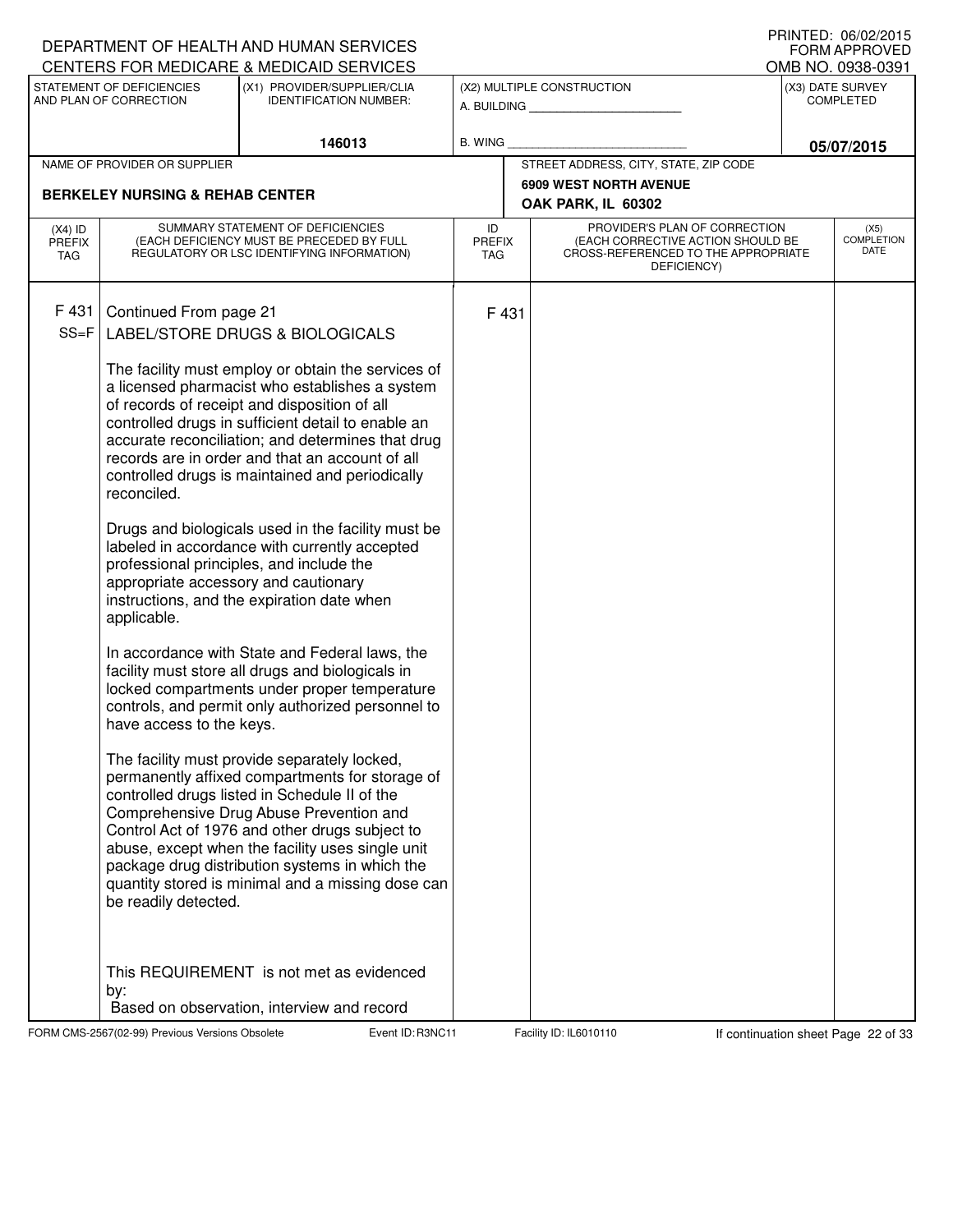DEPARTMENT OF HEALTH AND HUMAN SERVICES
CENTERS FOR MEDICARE & MEDICAID SERVICES

PRINTED: 06/02/2015
FORM APPROVED
OMB NO. 0938-0391

| STATEMENT OF DEFICIENCIES AND PLAN OF CORRECTION | (X1) PROVIDER/SUPPLIER/CLIA IDENTIFICATION NUMBER: | (X2) MULTIPLE CONSTRUCTION | (X3) DATE SURVEY COMPLETED |
|---|---|---|---|
| | 146013 | A. BUILDING ______ B. WING ______ | 05/07/2015 |

| NAME OF PROVIDER OR SUPPLIER | STREET ADDRESS, CITY, STATE, ZIP CODE |
|---|---|
| BERKELEY NURSING & REHAB CENTER | 6909 WEST NORTH AVENUE OAK PARK, IL 60302 |

| (X4) ID PREFIX TAG | SUMMARY STATEMENT OF DEFICIENCIES (EACH DEFICIENCY MUST BE PRECEDED BY FULL REGULATORY OR LSC IDENTIFYING INFORMATION) | ID PREFIX TAG | PROVIDER'S PLAN OF CORRECTION (EACH CORRECTIVE ACTION SHOULD BE CROSS-REFERENCED TO THE APPROPRIATE DEFICIENCY) | (X5) COMPLETION DATE |
|---|---|---|---|---|
| F 431 SS=F | Continued From page 21 | F 431 | | |

**LABEL/STORE DRUGS & BIOLOGICALS**

The facility must employ or obtain the services of a licensed pharmacist who establishes a system of records of receipt and disposition of all controlled drugs in sufficient detail to enable an accurate reconciliation; and determines that drug records are in order and that an account of all controlled drugs is maintained and periodically reconciled.

Drugs and biologicals used in the facility must be labeled in accordance with currently accepted professional principles, and include the appropriate accessory and cautionary instructions, and the expiration date when applicable.

In accordance with State and Federal laws, the facility must store all drugs and biologicals in locked compartments under proper temperature controls, and permit only authorized personnel to have access to the keys.

The facility must provide separately locked, permanently affixed compartments for storage of controlled drugs listed in Schedule II of the Comprehensive Drug Abuse Prevention and Control Act of 1976 and other drugs subject to abuse, except when the facility uses single unit package drug distribution systems in which the quantity stored is minimal and a missing dose can be readily detected.

This REQUIREMENT is not met as evidenced by:
Based on observation, interview and record

FORM CMS-2567(02-99) Previous Versions Obsolete Event ID: R3NC11 Facility ID: IL6010110 If continuation sheet Page 22 of 33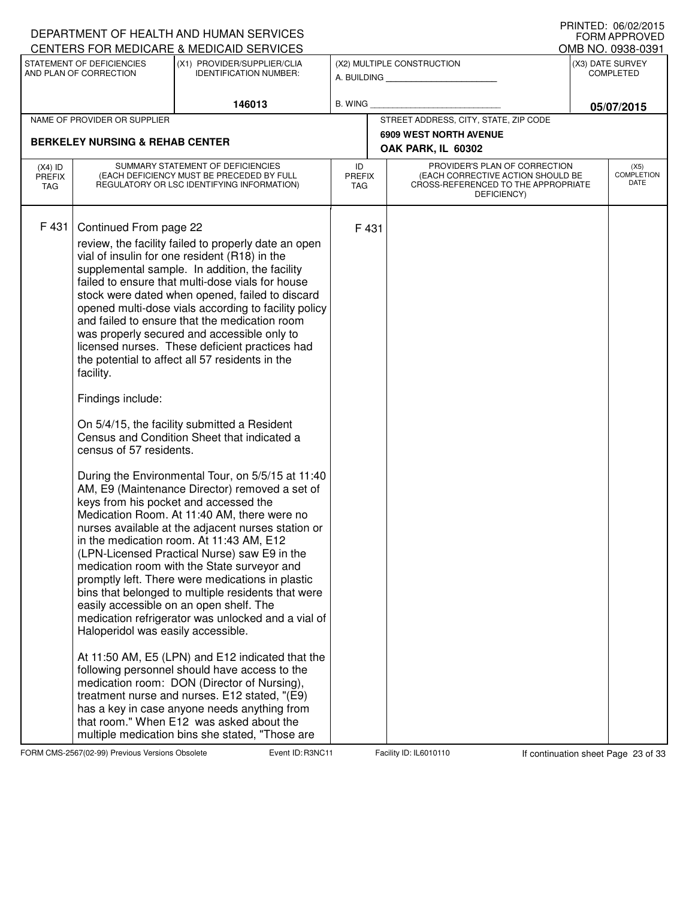DEPARTMENT OF HEALTH AND HUMAN SERVICES
CENTERS FOR MEDICARE & MEDICAID SERVICES

PRINTED: 06/02/2015
FORM APPROVED
OMB NO. 0938-0391

| STATEMENT OF DEFICIENCIES AND PLAN OF CORRECTION | (X1) PROVIDER/SUPPLIER/CLIA IDENTIFICATION NUMBER: | (X2) MULTIPLE CONSTRUCTION | (X3) DATE SURVEY COMPLETED |
|---|---|---|---|
| | 146013 | A. BUILDING ___ B. WING ___ | 05/07/2015 |

| NAME OF PROVIDER OR SUPPLIER | STREET ADDRESS, CITY, STATE, ZIP CODE |
|---|---|
| BERKELEY NURSING & REHAB CENTER | 6909 WEST NORTH AVENUE OAK PARK, IL 60302 |

| (X4) ID PREFIX TAG | SUMMARY STATEMENT OF DEFICIENCIES (EACH DEFICIENCY MUST BE PRECEDED BY FULL REGULATORY OR LSC IDENTIFYING INFORMATION) | ID PREFIX TAG | PROVIDER'S PLAN OF CORRECTION (EACH CORRECTIVE ACTION SHOULD BE CROSS-REFERENCED TO THE APPROPRIATE DEFICIENCY) | (X5) COMPLETION DATE |
|---|---|---|---|---|
| F 431 | Continued From page 22 | F 431 | | |

review, the facility failed to properly date an open vial of insulin for one resident (R18) in the supplemental sample. In addition, the facility failed to ensure that multi-dose vials for house stock were dated when opened, failed to discard opened multi-dose vials according to facility policy and failed to ensure that the medication room was properly secured and accessible only to licensed nurses. These deficient practices had the potential to affect all 57 residents in the facility.

Findings include:

On 5/4/15, the facility submitted a Resident Census and Condition Sheet that indicated a census of 57 residents.

During the Environmental Tour, on 5/5/15 at 11:40 AM, E9 (Maintenance Director) removed a set of keys from his pocket and accessed the Medication Room. At 11:40 AM, there were no nurses available at the adjacent nurses station or in the medication room. At 11:43 AM, E12 (LPN-Licensed Practical Nurse) saw E9 in the medication room with the State surveyor and promptly left. There were medications in plastic bins that belonged to multiple residents that were easily accessible on an open shelf. The medication refrigerator was unlocked and a vial of Haloperidol was easily accessible.

At 11:50 AM, E5 (LPN) and E12 indicated that the following personnel should have access to the medication room: DON (Director of Nursing), treatment nurse and nurses. E12 stated, "(E9) has a key in case anyone needs anything from that room." When E12 was asked about the multiple medication bins she stated, "Those are

FORM CMS-2567(02-99) Previous Versions Obsolete Event ID: R3NC11 Facility ID: IL6010110 If continuation sheet Page 23 of 33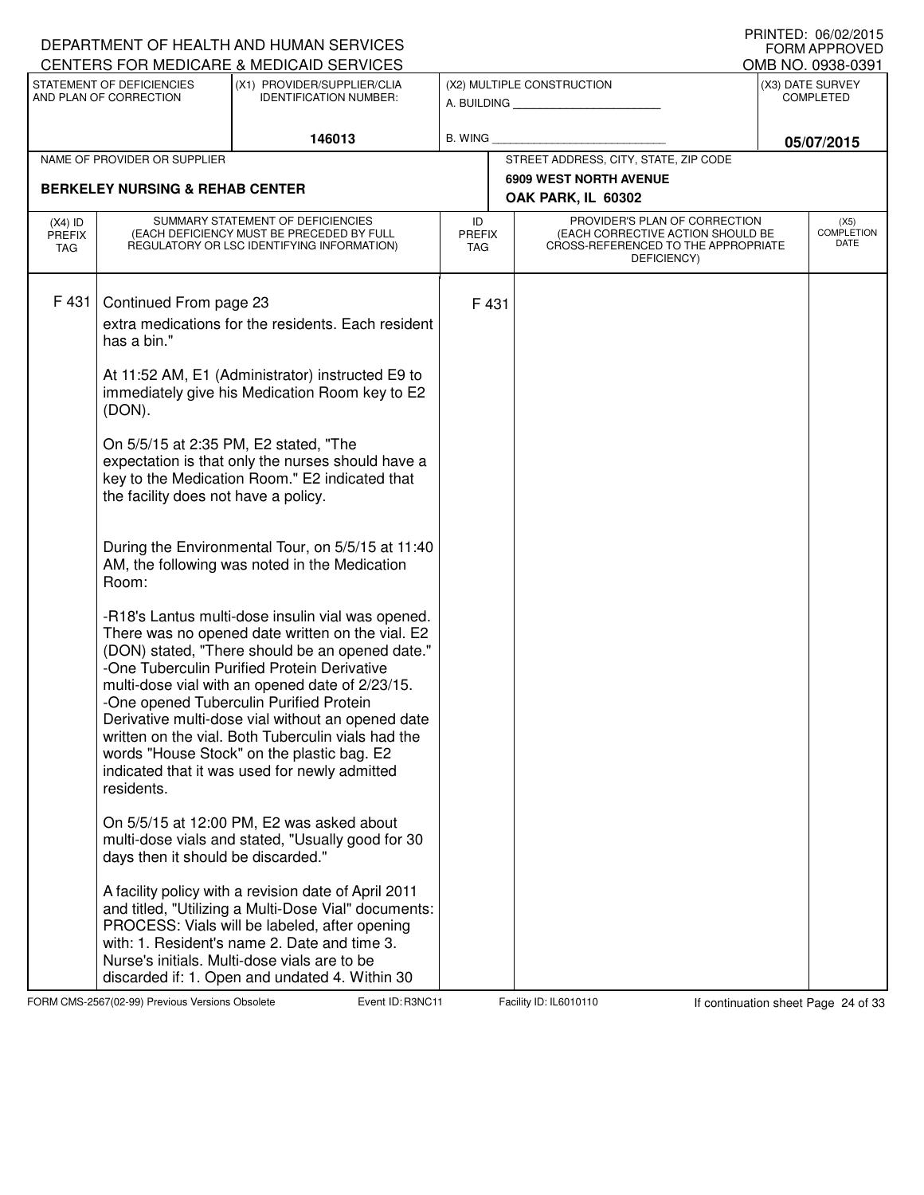DEPARTMENT OF HEALTH AND HUMAN SERVICES
CENTERS FOR MEDICARE & MEDICAID SERVICES

PRINTED: 06/02/2015
FORM APPROVED
OMB NO. 0938-0391

| STATEMENT OF DEFICIENCIES AND PLAN OF CORRECTION | (X1) PROVIDER/SUPPLIER/CLIA IDENTIFICATION NUMBER: | (X2) MULTIPLE CONSTRUCTION | (X3) DATE SURVEY COMPLETED |
|---|---|---|---|
| | 146013 | A. BUILDING ______ B. WING ______ | 05/07/2015 |

| NAME OF PROVIDER OR SUPPLIER | STREET ADDRESS, CITY, STATE, ZIP CODE |
|---|---|
| BERKELEY NURSING & REHAB CENTER | 6909 WEST NORTH AVENUE OAK PARK, IL 60302 |

| (X4) ID PREFIX TAG | SUMMARY STATEMENT OF DEFICIENCIES (EACH DEFICIENCY MUST BE PRECEDED BY FULL REGULATORY OR LSC IDENTIFYING INFORMATION) | ID PREFIX TAG | PROVIDER'S PLAN OF CORRECTION (EACH CORRECTIVE ACTION SHOULD BE CROSS-REFERENCED TO THE APPROPRIATE DEFICIENCY) | (X5) COMPLETION DATE |
|---|---|---|---|---|
| F 431 | Continued From page 23 | F 431 | | |

extra medications for the residents. Each resident has a bin."

At 11:52 AM, E1 (Administrator) instructed E9 to immediately give his Medication Room key to E2 (DON).

On 5/5/15 at 2:35 PM, E2 stated, "The expectation is that only the nurses should have a key to the Medication Room." E2 indicated that the facility does not have a policy.

During the Environmental Tour, on 5/5/15 at 11:40 AM, the following was noted in the Medication Room:

-R18's Lantus multi-dose insulin vial was opened. There was no opened date written on the vial. E2 (DON) stated, "There should be an opened date."
-One Tuberculin Purified Protein Derivative multi-dose vial with an opened date of 2/23/15.
-One opened Tuberculin Purified Protein Derivative multi-dose vial without an opened date written on the vial. Both Tuberculin vials had the words "House Stock" on the plastic bag. E2 indicated that it was used for newly admitted residents.

On 5/5/15 at 12:00 PM, E2 was asked about multi-dose vials and stated, "Usually good for 30 days then it should be discarded."

A facility policy with a revision date of April 2011 and titled, "Utilizing a Multi-Dose Vial" documents: PROCESS: Vials will be labeled, after opening with: 1. Resident's name 2. Date and time 3. Nurse's initials. Multi-dose vials are to be discarded if: 1. Open and undated 4. Within 30

FORM CMS-2567(02-99) Previous Versions Obsolete — Event ID: R3NC11 — Facility ID: IL6010110 — If continuation sheet Page 24 of 33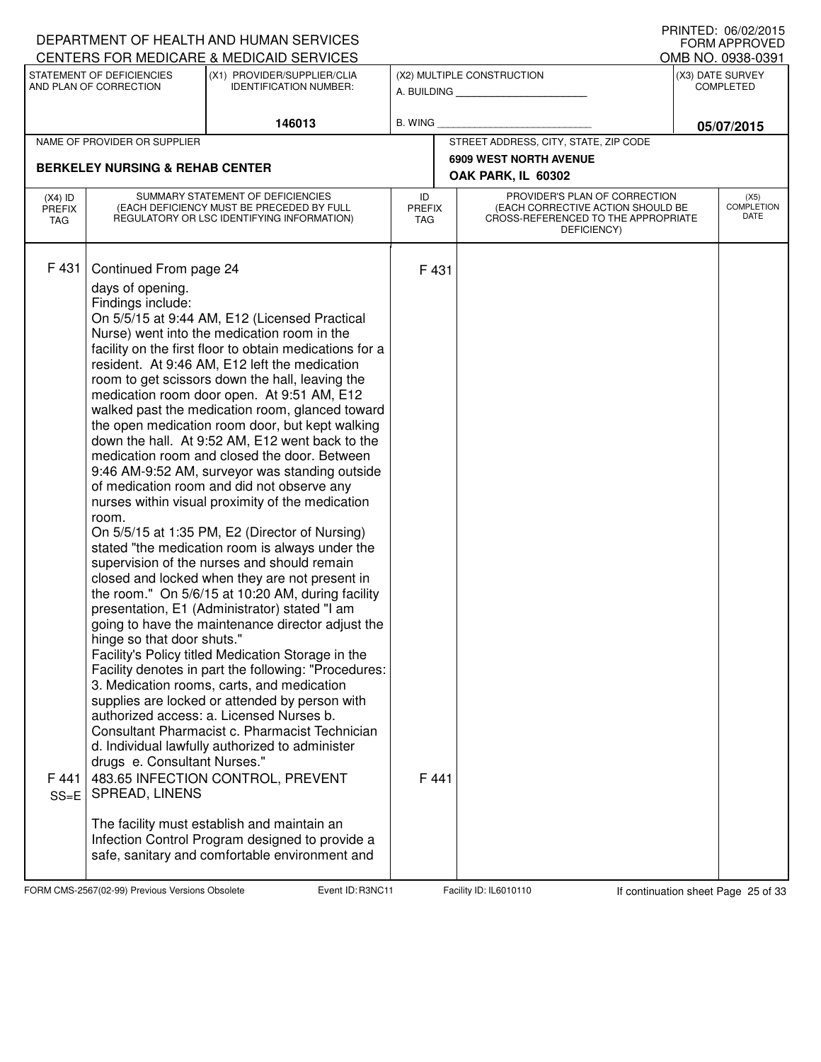DEPARTMENT OF HEALTH AND HUMAN SERVICES
CENTERS FOR MEDICARE & MEDICAID SERVICES

PRINTED: 06/02/2015
FORM APPROVED
OMB NO. 0938-0391

| STATEMENT OF DEFICIENCIES AND PLAN OF CORRECTION | (X1) PROVIDER/SUPPLIER/CLIA IDENTIFICATION NUMBER: | (X2) MULTIPLE CONSTRUCTION | (X3) DATE SURVEY COMPLETED |
|---|---|---|---|
| | 146013 | A. BUILDING ______ B. WING ______ | 05/07/2015 |

| NAME OF PROVIDER OR SUPPLIER | STREET ADDRESS, CITY, STATE, ZIP CODE |
|---|---|
| BERKELEY NURSING & REHAB CENTER | 6909 WEST NORTH AVENUE OAK PARK, IL 60302 |

| (X4) ID PREFIX TAG | SUMMARY STATEMENT OF DEFICIENCIES (EACH DEFICIENCY MUST BE PRECEDED BY FULL REGULATORY OR LSC IDENTIFYING INFORMATION) | ID PREFIX TAG | PROVIDER'S PLAN OF CORRECTION (EACH CORRECTIVE ACTION SHOULD BE CROSS-REFERENCED TO THE APPROPRIATE DEFICIENCY) | (X5) COMPLETION DATE |
|---|---|---|---|---|
| F 431 | Continued From page 24<br>days of opening.<br>Findings include:<br>On 5/5/15 at 9:44 AM, E12 (Licensed Practical Nurse) went into the medication room in the facility on the first floor to obtain medications for a resident. At 9:46 AM, E12 left the medication room to get scissors down the hall, leaving the medication room door open. At 9:51 AM, E12 walked past the medication room, glanced toward the open medication room door, but kept walking down the hall. At 9:52 AM, E12 went back to the medication room and closed the door. Between 9:46 AM-9:52 AM, surveyor was standing outside of medication room and did not observe any nurses within visual proximity of the medication room.<br>On 5/5/15 at 1:35 PM, E2 (Director of Nursing) stated "the medication room is always under the supervision of the nurses and should remain closed and locked when they are not present in the room." On 5/6/15 at 10:20 AM, during facility presentation, E1 (Administrator) stated "I am going to have the maintenance director adjust the hinge so that door shuts."<br>Facility's Policy titled Medication Storage in the Facility denotes in part the following: "Procedures: 3. Medication rooms, carts, and medication supplies are locked or attended by person with authorized access: a. Licensed Nurses b. Consultant Pharmacist c. Pharmacist Technician d. Individual lawfully authorized to administer drugs e. Consultant Nurses." | F 431 | | |
| F 441 SS=E | 483.65 INFECTION CONTROL, PREVENT SPREAD, LINENS<br><br>The facility must establish and maintain an Infection Control Program designed to provide a safe, sanitary and comfortable environment and | F 441 | | |

FORM CMS-2567(02-99) Previous Versions Obsolete    Event ID: R3NC11    Facility ID: IL6010110    If continuation sheet Page 25 of 33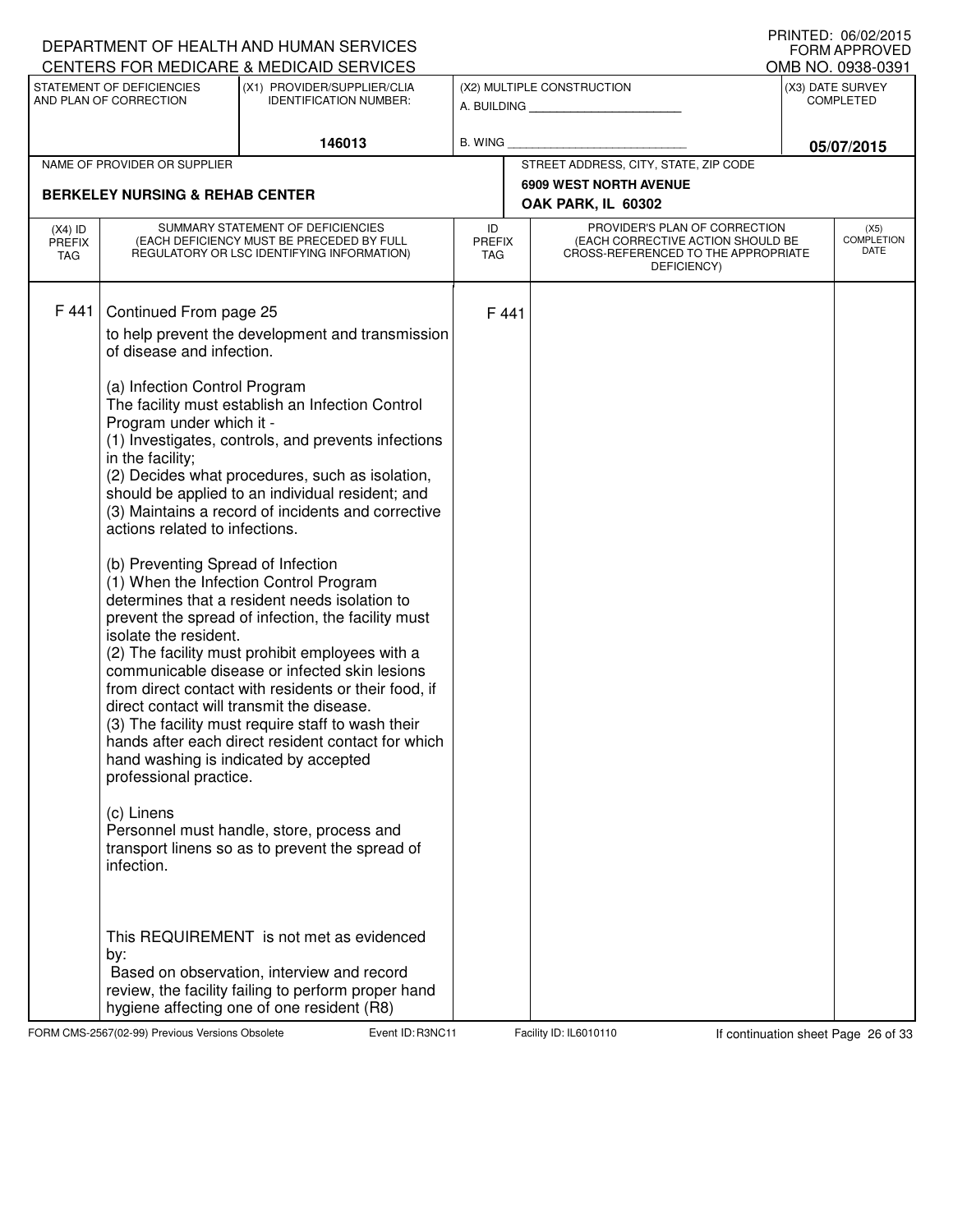DEPARTMENT OF HEALTH AND HUMAN SERVICES
CENTERS FOR MEDICARE & MEDICAID SERVICES

PRINTED: 06/02/2015
FORM APPROVED
OMB NO. 0938-0391

| STATEMENT OF DEFICIENCIES AND PLAN OF CORRECTION | (X1) PROVIDER/SUPPLIER/CLIA IDENTIFICATION NUMBER: | (X2) MULTIPLE CONSTRUCTION | (X3) DATE SURVEY COMPLETED |
|---|---|---|---|
| | 146013 | A. BUILDING ______ B. WING ______ | 05/07/2015 |

| NAME OF PROVIDER OR SUPPLIER | STREET ADDRESS, CITY, STATE, ZIP CODE |
|---|---|
| BERKELEY NURSING & REHAB CENTER | 6909 WEST NORTH AVENUE OAK PARK, IL 60302 |

| (X4) ID PREFIX TAG | SUMMARY STATEMENT OF DEFICIENCIES (EACH DEFICIENCY MUST BE PRECEDED BY FULL REGULATORY OR LSC IDENTIFYING INFORMATION) | ID PREFIX TAG | PROVIDER'S PLAN OF CORRECTION (EACH CORRECTIVE ACTION SHOULD BE CROSS-REFERENCED TO THE APPROPRIATE DEFICIENCY) | (X5) COMPLETION DATE |
|---|---|---|---|---|
| F 441 | Continued From page 25 | F 441 | | |

to help prevent the development and transmission of disease and infection.

(a) Infection Control Program
The facility must establish an Infection Control Program under which it -
(1) Investigates, controls, and prevents infections in the facility;
(2) Decides what procedures, such as isolation, should be applied to an individual resident; and
(3) Maintains a record of incidents and corrective actions related to infections.

(b) Preventing Spread of Infection
(1) When the Infection Control Program determines that a resident needs isolation to prevent the spread of infection, the facility must isolate the resident.
(2) The facility must prohibit employees with a communicable disease or infected skin lesions from direct contact with residents or their food, if direct contact will transmit the disease.
(3) The facility must require staff to wash their hands after each direct resident contact for which hand washing is indicated by accepted professional practice.

(c) Linens
Personnel must handle, store, process and transport linens so as to prevent the spread of infection.

This REQUIREMENT is not met as evidenced by:
Based on observation, interview and record review, the facility failing to perform proper hand hygiene affecting one of one resident (R8)

FORM CMS-2567(02-99) Previous Versions Obsolete Event ID: R3NC11 Facility ID: IL6010110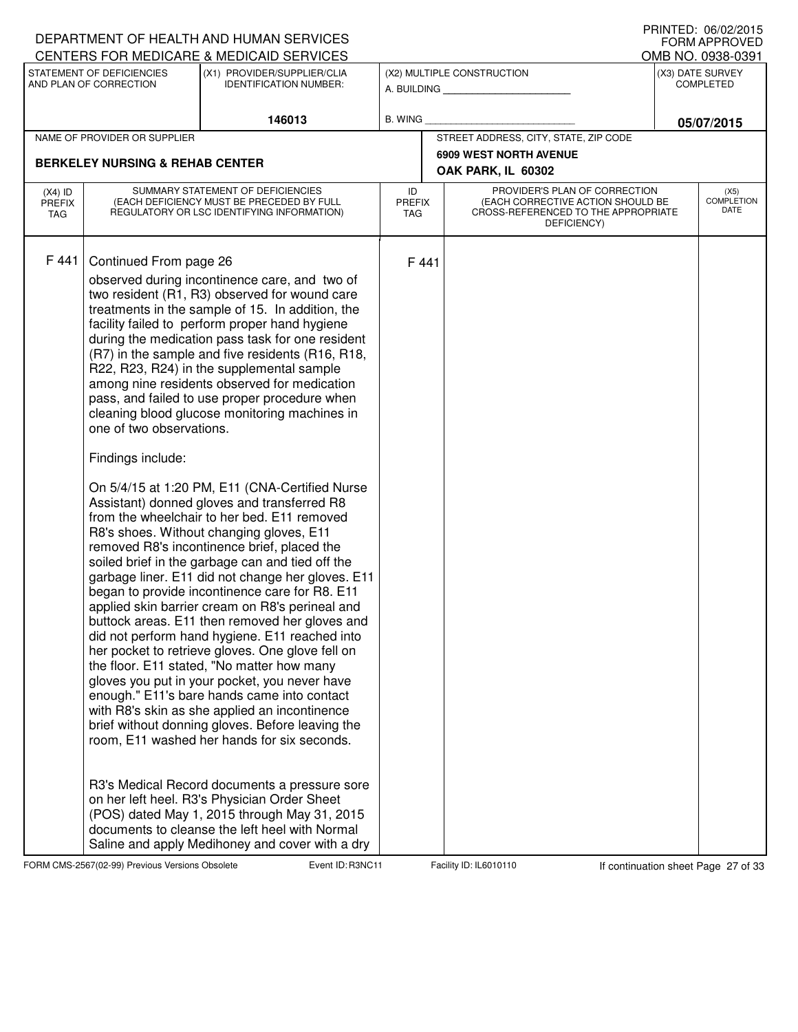DEPARTMENT OF HEALTH AND HUMAN SERVICES
CENTERS FOR MEDICARE & MEDICAID SERVICES

PRINTED: 06/02/2015
FORM APPROVED
OMB NO. 0938-0391

| STATEMENT OF DEFICIENCIES AND PLAN OF CORRECTION | (X1) PROVIDER/SUPPLIER/CLIA IDENTIFICATION NUMBER: | (X2) MULTIPLE CONSTRUCTION | (X3) DATE SURVEY COMPLETED |
|---|---|---|---|
| | 146013 | A. BUILDING ___ B. WING ___ | 05/07/2015 |

| NAME OF PROVIDER OR SUPPLIER | STREET ADDRESS, CITY, STATE, ZIP CODE |
|---|---|
| BERKELEY NURSING & REHAB CENTER | 6909 WEST NORTH AVENUE OAK PARK, IL 60302 |

| (X4) ID PREFIX TAG | SUMMARY STATEMENT OF DEFICIENCIES (EACH DEFICIENCY MUST BE PRECEDED BY FULL REGULATORY OR LSC IDENTIFYING INFORMATION) | ID PREFIX TAG | PROVIDER'S PLAN OF CORRECTION (EACH CORRECTIVE ACTION SHOULD BE CROSS-REFERENCED TO THE APPROPRIATE DEFICIENCY) | (X5) COMPLETION DATE |
|---|---|---|---|---|
| F 441 | Continued From page 26 | F 441 | | |

observed during incontinence care, and two of two resident (R1, R3) observed for wound care treatments in the sample of 15. In addition, the facility failed to perform proper hand hygiene during the medication pass task for one resident (R7) in the sample and five residents (R16, R18, R22, R23, R24) in the supplemental sample among nine residents observed for medication pass, and failed to use proper procedure when cleaning blood glucose monitoring machines in one of two observations.

Findings include:

On 5/4/15 at 1:20 PM, E11 (CNA-Certified Nurse Assistant) donned gloves and transferred R8 from the wheelchair to her bed. E11 removed R8's shoes. Without changing gloves, E11 removed R8's incontinence brief, placed the soiled brief in the garbage can and tied off the garbage liner. E11 did not change her gloves. E11 began to provide incontinence care for R8. E11 applied skin barrier cream on R8's perineal and buttock areas. E11 then removed her gloves and did not perform hand hygiene. E11 reached into her pocket to retrieve gloves. One glove fell on the floor. E11 stated, "No matter how many gloves you put in your pocket, you never have enough." E11's bare hands came into contact with R8's skin as she applied an incontinence brief without donning gloves. Before leaving the room, E11 washed her hands for six seconds.

R3's Medical Record documents a pressure sore on her left heel. R3's Physician Order Sheet (POS) dated May 1, 2015 through May 31, 2015 documents to cleanse the left heel with Normal Saline and apply Medihoney and cover with a dry

FORM CMS-2567(02-99) Previous Versions Obsolete Event ID: R3NC11 Facility ID: IL6010110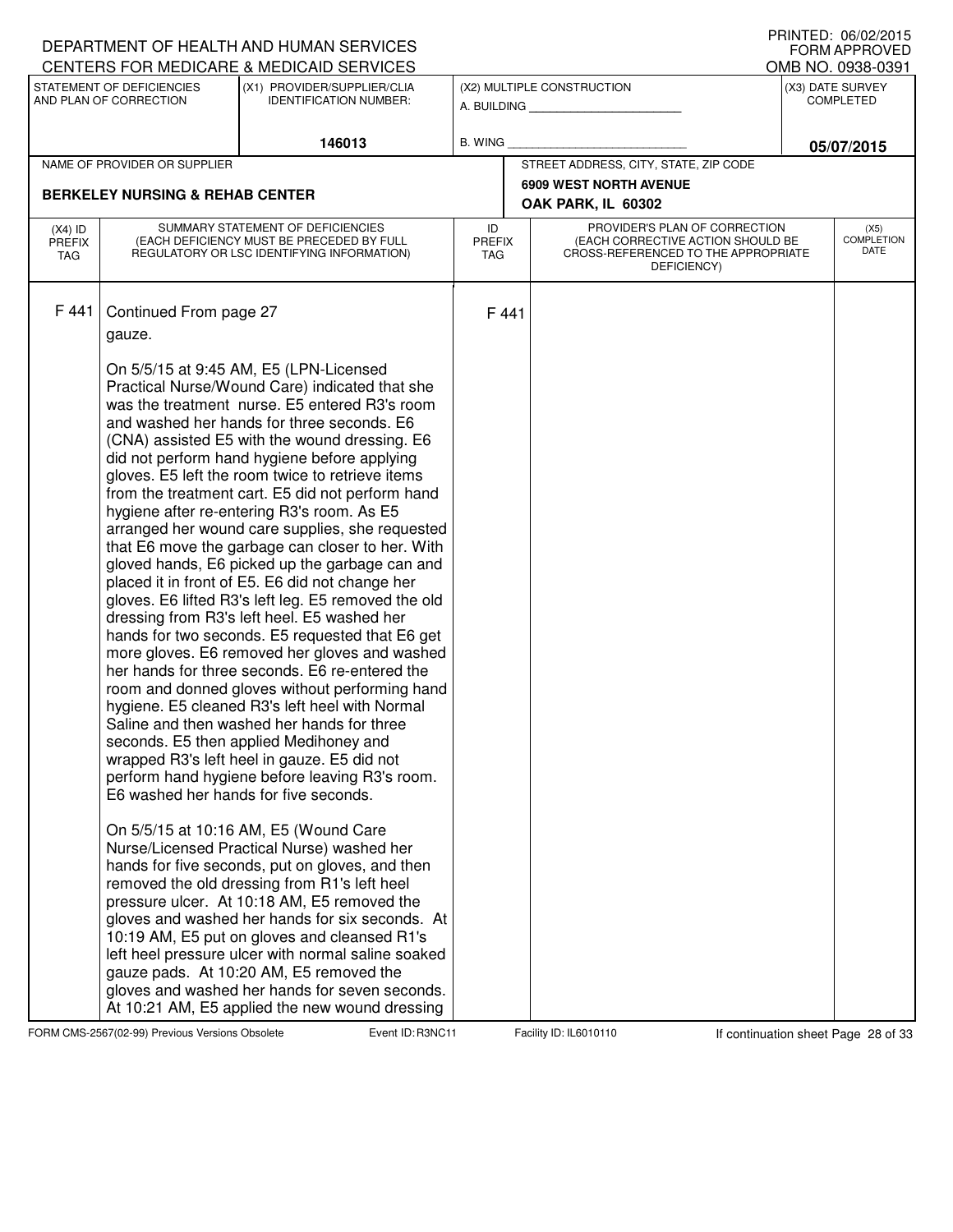DEPARTMENT OF HEALTH AND HUMAN SERVICES
CENTERS FOR MEDICARE & MEDICAID SERVICES

PRINTED: 06/02/2015
FORM APPROVED
OMB NO. 0938-0391

| STATEMENT OF DEFICIENCIES AND PLAN OF CORRECTION | (X1) PROVIDER/SUPPLIER/CLIA IDENTIFICATION NUMBER: | (X2) MULTIPLE CONSTRUCTION | (X3) DATE SURVEY COMPLETED |
|---|---|---|---|
| | 146013 | A. BUILDING ___ B. WING ___ | 05/07/2015 |

| NAME OF PROVIDER OR SUPPLIER | STREET ADDRESS, CITY, STATE, ZIP CODE |
|---|---|
| BERKELEY NURSING & REHAB CENTER | 6909 WEST NORTH AVENUE OAK PARK, IL 60302 |

| (X4) ID PREFIX TAG | SUMMARY STATEMENT OF DEFICIENCIES (EACH DEFICIENCY MUST BE PRECEDED BY FULL REGULATORY OR LSC IDENTIFYING INFORMATION) | ID PREFIX TAG | PROVIDER'S PLAN OF CORRECTION (EACH CORRECTIVE ACTION SHOULD BE CROSS-REFERENCED TO THE APPROPRIATE DEFICIENCY) | (X5) COMPLETION DATE |
|---|---|---|---|---|
| F 441 | Continued From page 27 | F 441 | | |

gauze.

On 5/5/15 at 9:45 AM, E5 (LPN-Licensed Practical Nurse/Wound Care) indicated that she was the treatment nurse. E5 entered R3's room and washed her hands for three seconds. E6 (CNA) assisted E5 with the wound dressing. E6 did not perform hand hygiene before applying gloves. E5 left the room twice to retrieve items from the treatment cart. E5 did not perform hand hygiene after re-entering R3's room. As E5 arranged her wound care supplies, she requested that E6 move the garbage can closer to her. With gloved hands, E6 picked up the garbage can and placed it in front of E5. E6 did not change her gloves. E6 lifted R3's left leg. E5 removed the old dressing from R3's left heel. E5 washed her hands for two seconds. E5 requested that E6 get more gloves. E6 removed her gloves and washed her hands for three seconds. E6 re-entered the room and donned gloves without performing hand hygiene. E5 cleaned R3's left heel with Normal Saline and then washed her hands for three seconds. E5 then applied Medihoney and wrapped R3's left heel in gauze. E5 did not perform hand hygiene before leaving R3's room. E6 washed her hands for five seconds.

On 5/5/15 at 10:16 AM, E5 (Wound Care Nurse/Licensed Practical Nurse) washed her hands for five seconds, put on gloves, and then removed the old dressing from R1's left heel pressure ulcer. At 10:18 AM, E5 removed the gloves and washed her hands for six seconds. At 10:19 AM, E5 put on gloves and cleansed R1's left heel pressure ulcer with normal saline soaked gauze pads. At 10:20 AM, E5 removed the gloves and washed her hands for seven seconds. At 10:21 AM, E5 applied the new wound dressing

FORM CMS-2567(02-99) Previous Versions Obsolete Event ID: R3NC11 Facility ID: IL6010110 If continuation sheet Page 28 of 33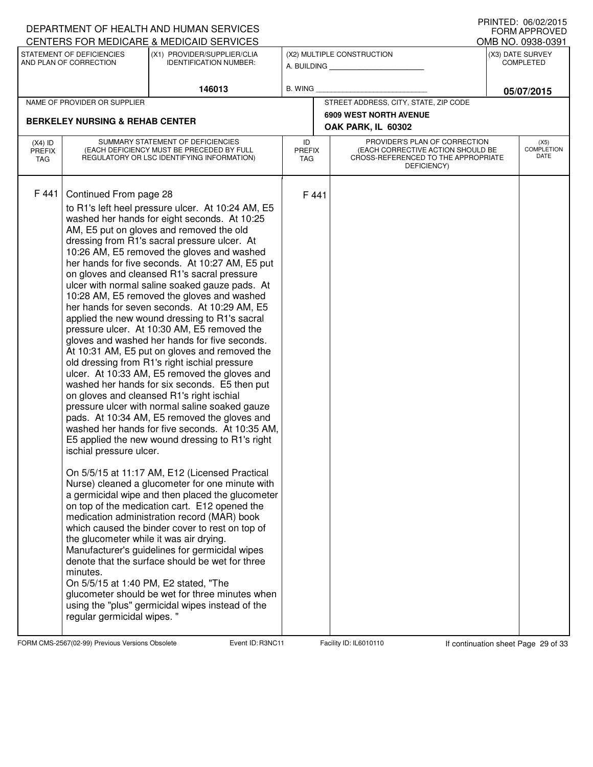DEPARTMENT OF HEALTH AND HUMAN SERVICES
CENTERS FOR MEDICARE & MEDICAID SERVICES

PRINTED: 06/02/2015
FORM APPROVED
OMB NO. 0938-0391

| STATEMENT OF DEFICIENCIES AND PLAN OF CORRECTION | (X1) PROVIDER/SUPPLIER/CLIA IDENTIFICATION NUMBER: | (X2) MULTIPLE CONSTRUCTION | (X3) DATE SURVEY COMPLETED |
|---|---|---|---|
| | 146013 | A. BUILDING ___ B. WING ___ | 05/07/2015 |

| NAME OF PROVIDER OR SUPPLIER | STREET ADDRESS, CITY, STATE, ZIP CODE |
|---|---|
| BERKELEY NURSING & REHAB CENTER | 6909 WEST NORTH AVENUE OAK PARK, IL 60302 |

| (X4) ID PREFIX TAG | SUMMARY STATEMENT OF DEFICIENCIES (EACH DEFICIENCY MUST BE PRECEDED BY FULL REGULATORY OR LSC IDENTIFYING INFORMATION) | ID PREFIX TAG | PROVIDER'S PLAN OF CORRECTION (EACH CORRECTIVE ACTION SHOULD BE CROSS-REFERENCED TO THE APPROPRIATE DEFICIENCY) | (X5) COMPLETION DATE |
|---|---|---|---|---|
| F 441 | Continued From page 28 | F 441 | | |

to R1's left heel pressure ulcer. At 10:24 AM, E5 washed her hands for eight seconds. At 10:25 AM, E5 put on gloves and removed the old dressing from R1's sacral pressure ulcer. At 10:26 AM, E5 removed the gloves and washed her hands for five seconds. At 10:27 AM, E5 put on gloves and cleansed R1's sacral pressure ulcer with normal saline soaked gauze pads. At 10:28 AM, E5 removed the gloves and washed her hands for seven seconds. At 10:29 AM, E5 applied the new wound dressing to R1's sacral pressure ulcer. At 10:30 AM, E5 removed the gloves and washed her hands for five seconds. At 10:31 AM, E5 put on gloves and removed the old dressing from R1's right ischial pressure ulcer. At 10:33 AM, E5 removed the gloves and washed her hands for six seconds. E5 then put on gloves and cleansed R1's right ischial pressure ulcer with normal saline soaked gauze pads. At 10:34 AM, E5 removed the gloves and washed her hands for five seconds. At 10:35 AM, E5 applied the new wound dressing to R1's right ischial pressure ulcer.

On 5/5/15 at 11:17 AM, E12 (Licensed Practical Nurse) cleaned a glucometer for one minute with a germicidal wipe and then placed the glucometer on top of the medication cart. E12 opened the medication administration record (MAR) book which caused the binder cover to rest on top of the glucometer while it was air drying. Manufacturer's guidelines for germicidal wipes denote that the surface should be wet for three minutes.

On 5/5/15 at 1:40 PM, E2 stated, "The glucometer should be wet for three minutes when using the "plus" germicidal wipes instead of the regular germicidal wipes. "

FORM CMS-2567(02-99) Previous Versions Obsolete Event ID: R3NC11 Facility ID: IL6010110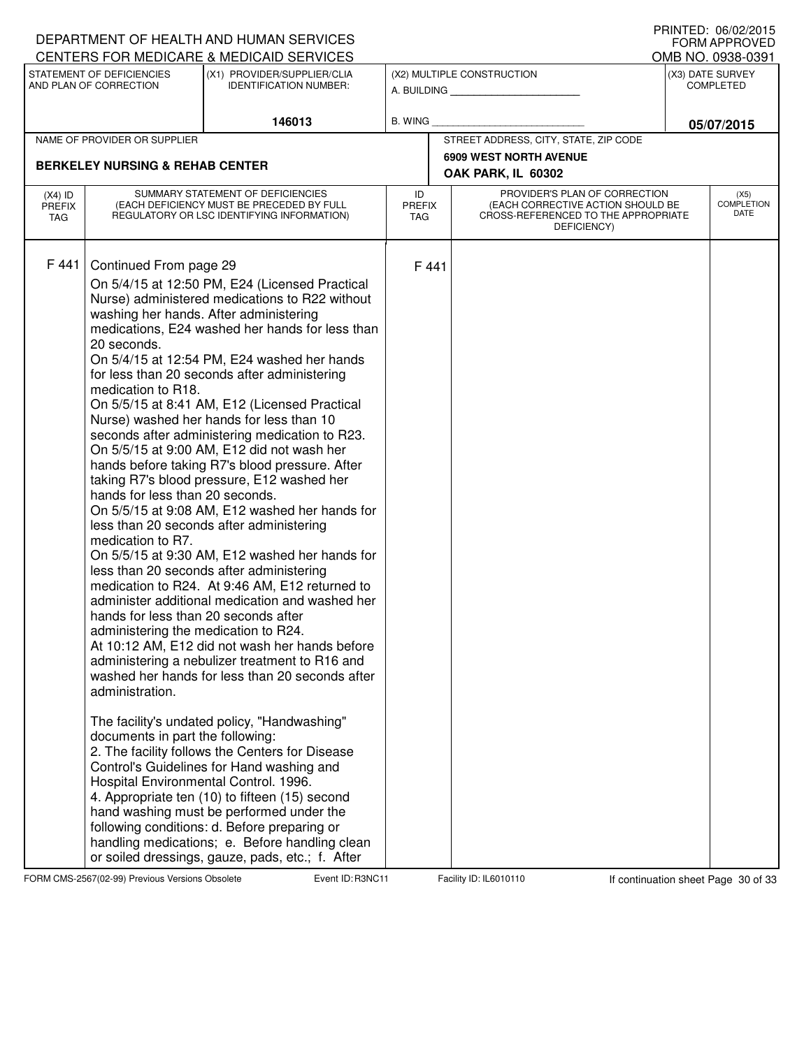DEPARTMENT OF HEALTH AND HUMAN SERVICES
CENTERS FOR MEDICARE & MEDICAID SERVICES

PRINTED: 06/02/2015
FORM APPROVED
OMB NO. 0938-0391

| STATEMENT OF DEFICIENCIES AND PLAN OF CORRECTION | (X1) PROVIDER/SUPPLIER/CLIA IDENTIFICATION NUMBER: | (X2) MULTIPLE CONSTRUCTION | (X3) DATE SURVEY COMPLETED |
|---|---|---|---|
| | 146013 | A. BUILDING _______ B. WING _______ | 05/07/2015 |

| NAME OF PROVIDER OR SUPPLIER | STREET ADDRESS, CITY, STATE, ZIP CODE |
|---|---|
| BERKELEY NURSING & REHAB CENTER | 6909 WEST NORTH AVENUE OAK PARK, IL 60302 |

| (X4) ID PREFIX TAG | SUMMARY STATEMENT OF DEFICIENCIES (EACH DEFICIENCY MUST BE PRECEDED BY FULL REGULATORY OR LSC IDENTIFYING INFORMATION) | ID PREFIX TAG | PROVIDER'S PLAN OF CORRECTION (EACH CORRECTIVE ACTION SHOULD BE CROSS-REFERENCED TO THE APPROPRIATE DEFICIENCY) | (X5) COMPLETION DATE |
|---|---|---|---|---|
| F 441 | Continued From page 29 | F 441 | | |

On 5/4/15 at 12:50 PM, E24 (Licensed Practical Nurse) administered medications to R22 without washing her hands. After administering medications, E24 washed her hands for less than 20 seconds.
On 5/4/15 at 12:54 PM, E24 washed her hands for less than 20 seconds after administering medication to R18.
On 5/5/15 at 8:41 AM, E12 (Licensed Practical Nurse) washed her hands for less than 10 seconds after administering medication to R23.
On 5/5/15 at 9:00 AM, E12 did not wash her hands before taking R7's blood pressure. After taking R7's blood pressure, E12 washed her hands for less than 20 seconds.
On 5/5/15 at 9:08 AM, E12 washed her hands for less than 20 seconds after administering medication to R7.
On 5/5/15 at 9:30 AM, E12 washed her hands for less than 20 seconds after administering medication to R24. At 9:46 AM, E12 returned to administer additional medication and washed her hands for less than 20 seconds after administering the medication to R24.
At 10:12 AM, E12 did not wash her hands before administering a nebulizer treatment to R16 and washed her hands for less than 20 seconds after administration.

The facility's undated policy, "Handwashing" documents in part the following:
2. The facility follows the Centers for Disease Control's Guidelines for Hand washing and Hospital Environmental Control. 1996.
4. Appropriate ten (10) to fifteen (15) second hand washing must be performed under the following conditions: d. Before preparing or handling medications; e. Before handling clean or soiled dressings, gauze, pads, etc.; f. After

FORM CMS-2567(02-99) Previous Versions Obsolete Event ID: R3NC11 Facility ID: IL6010110 If continuation sheet Page 30 of 33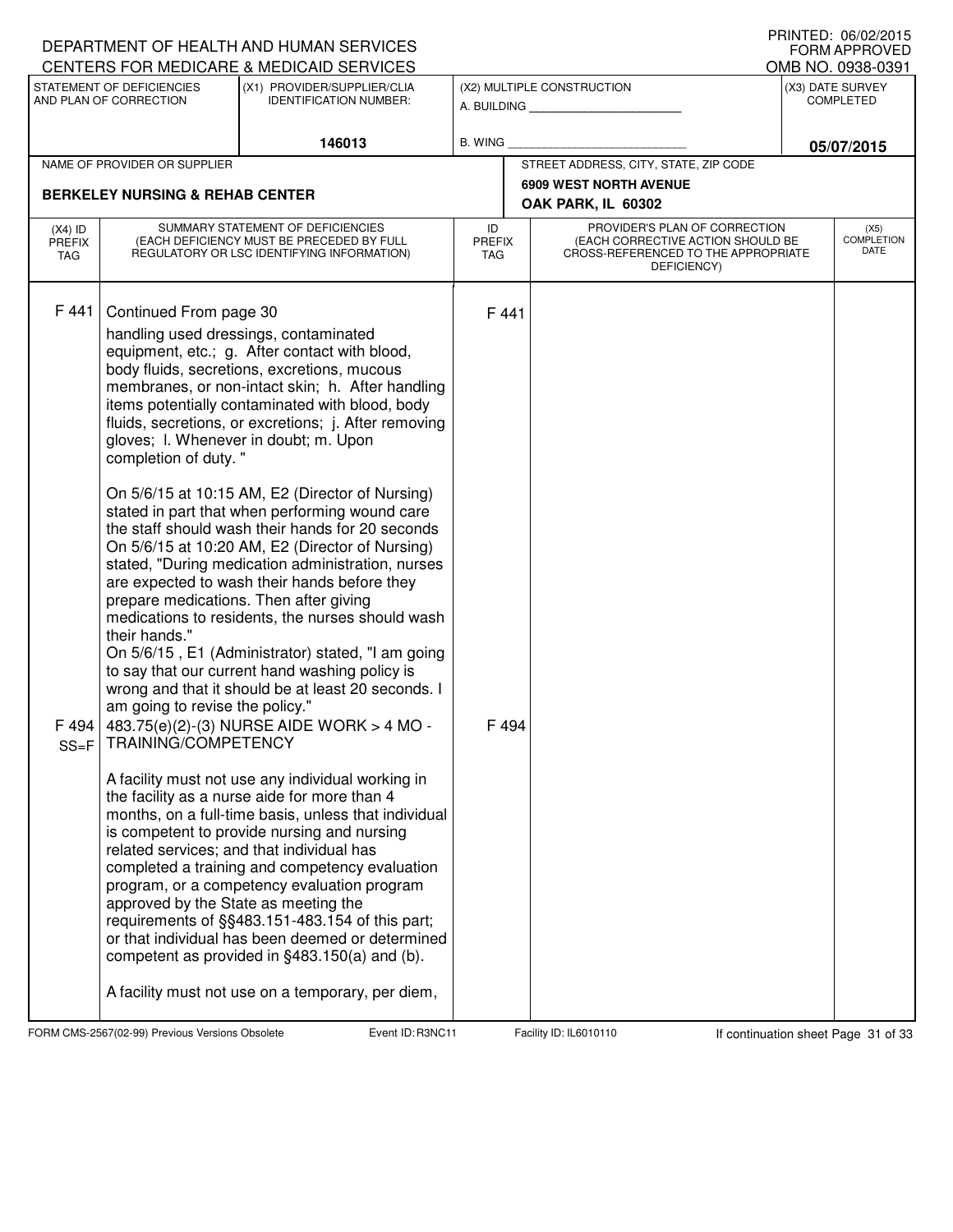DEPARTMENT OF HEALTH AND HUMAN SERVICES
CENTERS FOR MEDICARE & MEDICAID SERVICES

PRINTED: 06/02/2015
FORM APPROVED
OMB NO. 0938-0391

| STATEMENT OF DEFICIENCIES AND PLAN OF CORRECTION | (X1) PROVIDER/SUPPLIER/CLIA IDENTIFICATION NUMBER: | (X2) MULTIPLE CONSTRUCTION | (X3) DATE SURVEY COMPLETED |
|---|---|---|---|
| | 146013 | A. BUILDING ______ B. WING ______ | 05/07/2015 |

| NAME OF PROVIDER OR SUPPLIER | STREET ADDRESS, CITY, STATE, ZIP CODE |
|---|---|
| BERKELEY NURSING & REHAB CENTER | 6909 WEST NORTH AVENUE OAK PARK, IL 60302 |

| (X4) ID PREFIX TAG | SUMMARY STATEMENT OF DEFICIENCIES (EACH DEFICIENCY MUST BE PRECEDED BY FULL REGULATORY OR LSC IDENTIFYING INFORMATION) | ID PREFIX TAG | PROVIDER'S PLAN OF CORRECTION (EACH CORRECTIVE ACTION SHOULD BE CROSS-REFERENCED TO THE APPROPRIATE DEFICIENCY) | (X5) COMPLETION DATE |
|---|---|---|---|---|
| F 441 | Continued From page 30<br>handling used dressings, contaminated equipment, etc.; g. After contact with blood, body fluids, secretions, excretions, mucous membranes, or non-intact skin; h. After handling items potentially contaminated with blood, body fluids, secretions, or excretions; j. After removing gloves; l. Whenever in doubt; m. Upon completion of duty. "<br><br>On 5/6/15 at 10:15 AM, E2 (Director of Nursing) stated in part that when performing wound care the staff should wash their hands for 20 seconds<br>On 5/6/15 at 10:20 AM, E2 (Director of Nursing) stated, "During medication administration, nurses are expected to wash their hands before they prepare medications. Then after giving medications to residents, the nurses should wash their hands."<br>On 5/6/15 , E1 (Administrator) stated, "I am going to say that our current hand washing policy is wrong and that it should be at least 20 seconds. I am going to revise the policy." | F 441 | | |
| F 494 SS=F | 483.75(e)(2)-(3) NURSE AIDE WORK > 4 MO - TRAINING/COMPETENCY<br><br>A facility must not use any individual working in the facility as a nurse aide for more than 4 months, on a full-time basis, unless that individual is competent to provide nursing and nursing related services; and that individual has completed a training and competency evaluation program, or a competency evaluation program approved by the State as meeting the requirements of §§483.151-483.154 of this part; or that individual has been deemed or determined competent as provided in §483.150(a) and (b).<br><br>A facility must not use on a temporary, per diem, | F 494 | | |

FORM CMS-2567(02-99) Previous Versions Obsolete Event ID: R3NC11 Facility ID: IL6010110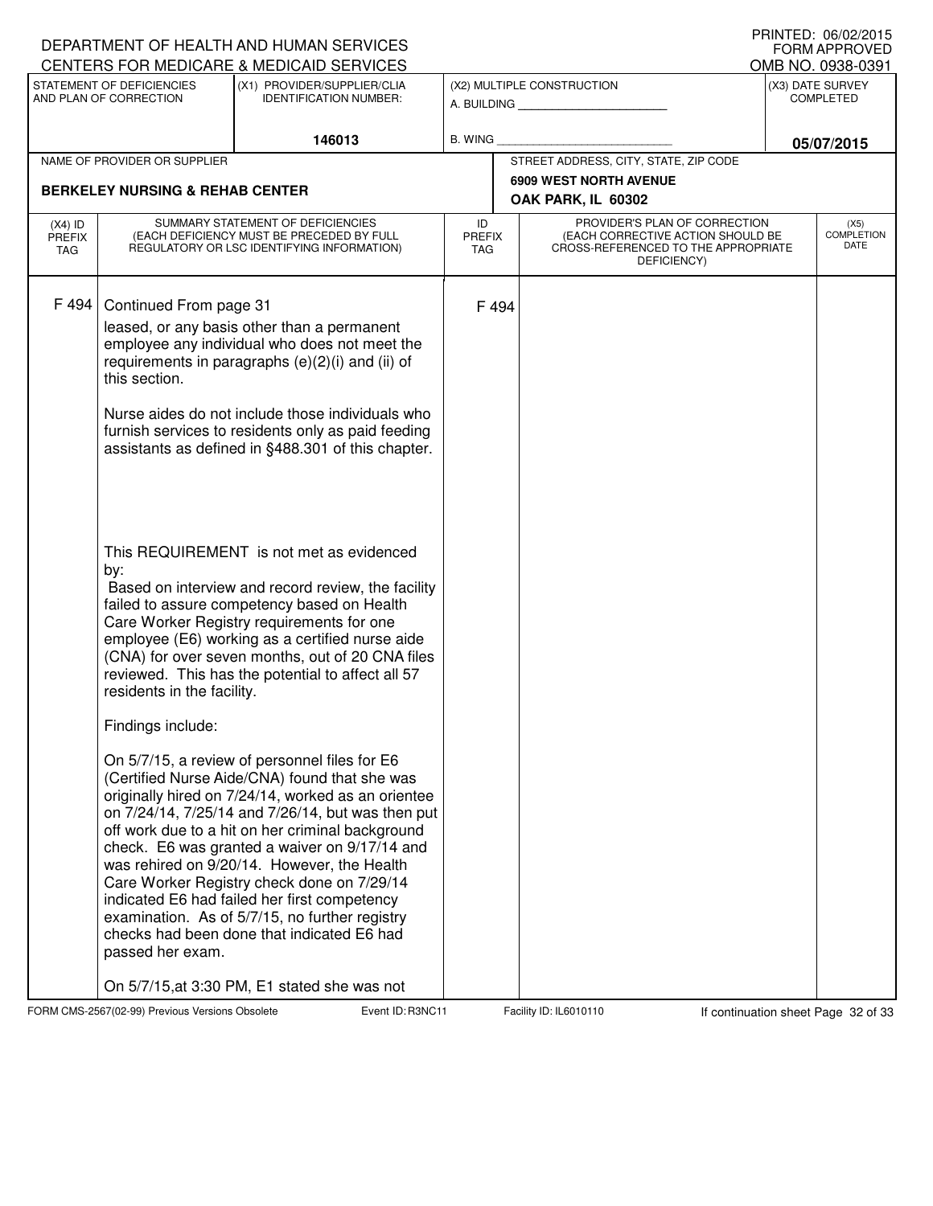DEPARTMENT OF HEALTH AND HUMAN SERVICES
CENTERS FOR MEDICARE & MEDICAID SERVICES

PRINTED: 06/02/2015
FORM APPROVED
OMB NO. 0938-0391

| STATEMENT OF DEFICIENCIES AND PLAN OF CORRECTION | (X1) PROVIDER/SUPPLIER/CLIA IDENTIFICATION NUMBER: | (X2) MULTIPLE CONSTRUCTION | (X3) DATE SURVEY COMPLETED |
|---|---|---|---|
| | 146013 | A. BUILDING ______ B. WING ______ | 05/07/2015 |

| NAME OF PROVIDER OR SUPPLIER | STREET ADDRESS, CITY, STATE, ZIP CODE |
|---|---|
| BERKELEY NURSING & REHAB CENTER | 6909 WEST NORTH AVENUE OAK PARK, IL 60302 |

| (X4) ID PREFIX TAG | SUMMARY STATEMENT OF DEFICIENCIES (EACH DEFICIENCY MUST BE PRECEDED BY FULL REGULATORY OR LSC IDENTIFYING INFORMATION) | ID PREFIX TAG | PROVIDER'S PLAN OF CORRECTION (EACH CORRECTIVE ACTION SHOULD BE CROSS-REFERENCED TO THE APPROPRIATE DEFICIENCY) | (X5) COMPLETION DATE |
|---|---|---|---|---|
| F 494 | Continued From page 31 | F 494 | | |

leased, or any basis other than a permanent employee any individual who does not meet the requirements in paragraphs (e)(2)(i) and (ii) of this section.

Nurse aides do not include those individuals who furnish services to residents only as paid feeding assistants as defined in §488.301 of this chapter.

This REQUIREMENT is not met as evidenced by:

Based on interview and record review, the facility failed to assure competency based on Health Care Worker Registry requirements for one employee (E6) working as a certified nurse aide (CNA) for over seven months, out of 20 CNA files reviewed. This has the potential to affect all 57 residents in the facility.

Findings include:

On 5/7/15, a review of personnel files for E6 (Certified Nurse Aide/CNA) found that she was originally hired on 7/24/14, worked as an orientee on 7/24/14, 7/25/14 and 7/26/14, but was then put off work due to a hit on her criminal background check. E6 was granted a waiver on 9/17/14 and was rehired on 9/20/14. However, the Health Care Worker Registry check done on 7/29/14 indicated E6 had failed her first competency examination. As of 5/7/15, no further registry checks had been done that indicated E6 had passed her exam.

On 5/7/15,at 3:30 PM, E1 stated she was not

FORM CMS-2567(02-99) Previous Versions Obsolete | Event ID: R3NC11 | Facility ID: IL6010110 | If continuation sheet Page 32 of 33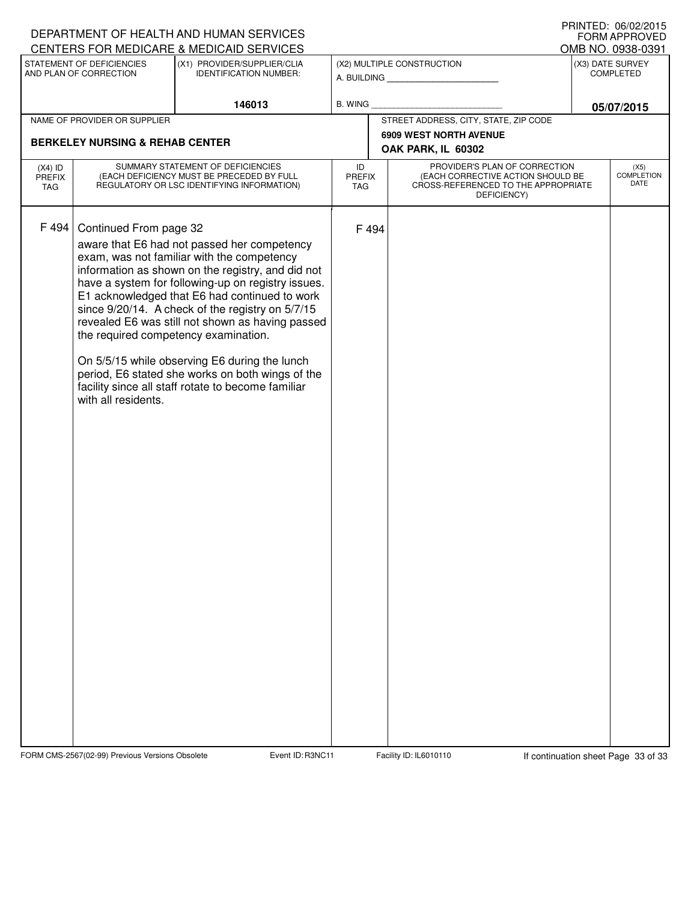DEPARTMENT OF HEALTH AND HUMAN SERVICES
CENTERS FOR MEDICARE & MEDICAID SERVICES

PRINTED: 06/02/2015
FORM APPROVED
OMB NO. 0938-0391

| STATEMENT OF DEFICIENCIES AND PLAN OF CORRECTION | (X1) PROVIDER/SUPPLIER/CLIA IDENTIFICATION NUMBER: | (X2) MULTIPLE CONSTRUCTION | (X3) DATE SURVEY COMPLETED |
|---|---|---|---|
| | 146013 | A. BUILDING _______ B. WING _______ | 05/07/2015 |

| NAME OF PROVIDER OR SUPPLIER | STREET ADDRESS, CITY, STATE, ZIP CODE |
|---|---|
| BERKELEY NURSING & REHAB CENTER | 6909 WEST NORTH AVENUE OAK PARK, IL 60302 |

| (X4) ID PREFIX TAG | SUMMARY STATEMENT OF DEFICIENCIES (EACH DEFICIENCY MUST BE PRECEDED BY FULL REGULATORY OR LSC IDENTIFYING INFORMATION) | ID PREFIX TAG | PROVIDER'S PLAN OF CORRECTION (EACH CORRECTIVE ACTION SHOULD BE CROSS-REFERENCED TO THE APPROPRIATE DEFICIENCY) | (X5) COMPLETION DATE |
|---|---|---|---|---|
| F 494 | Continued From page 32<br>aware that E6 had not passed her competency exam, was not familiar with the competency information as shown on the registry, and did not have a system for following-up on registry issues. E1 acknowledged that E6 had continued to work since 9/20/14. A check of the registry on 5/7/15 revealed E6 was still not shown as having passed the required competency examination.<br><br>On 5/5/15 while observing E6 during the lunch period, E6 stated she works on both wings of the facility since all staff rotate to become familiar with all residents. | F 494 | | |

FORM CMS-2567(02-99) Previous Versions Obsolete Event ID: R3NC11 Facility ID: IL6010110